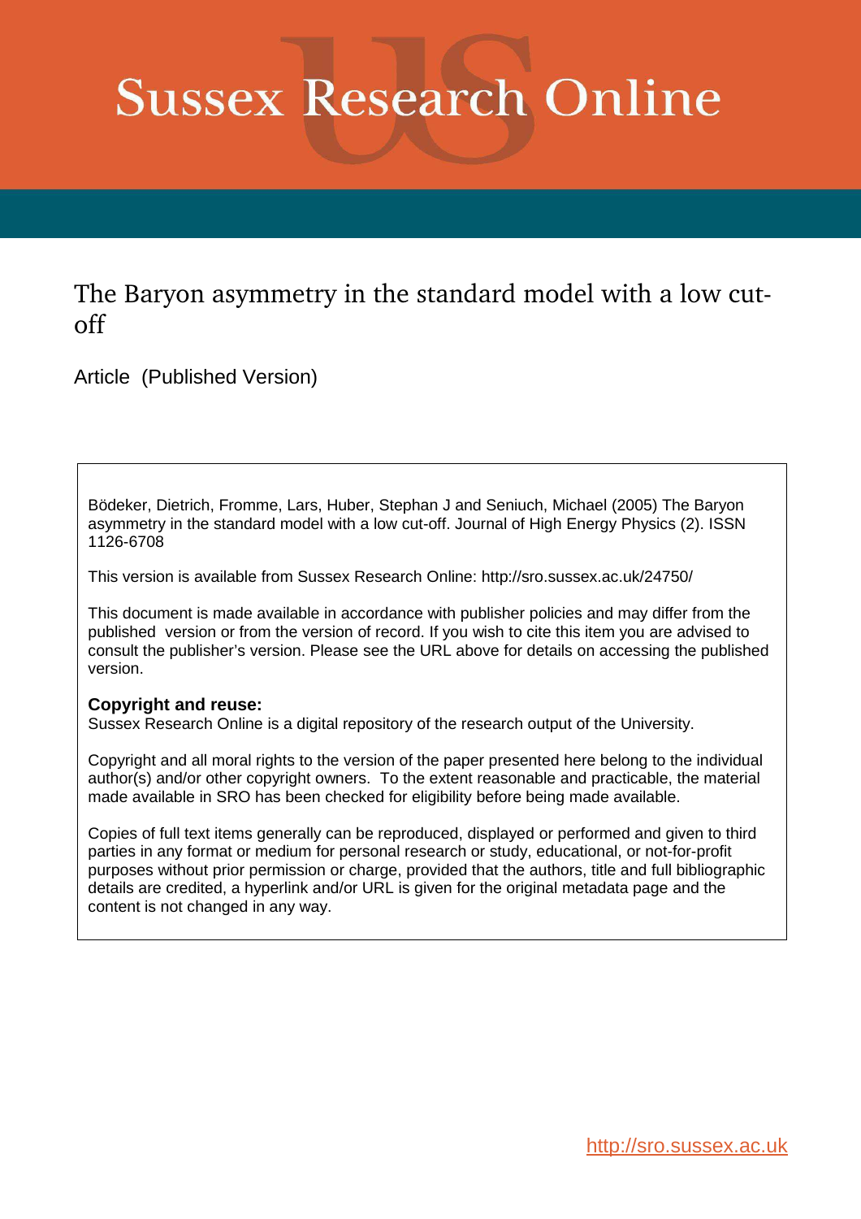# Sussex Research Online

## The Baryon asymmetry in the standard model with a low cut-off

Article (Published Version)

Bödeker, Dietrich, Fromme, Lars, Huber, Stephan J and Seniuch, Michael (2005) The Baryon asymmetry in the standard model with a low cut-off. Journal of High Energy Physics (2). ISSN 1126-6708

This version is available from Sussex Research Online: http://sro.sussex.ac.uk/24750/

This document is made available in accordance with publisher policies and may differ from the published version or from the version of record. If you wish to cite this item you are advised to consult the publisher's version. Please see the URL above for details on accessing the published version.

**Copyright and reuse:**
Sussex Research Online is a digital repository of the research output of the University.

Copyright and all moral rights to the version of the paper presented here belong to the individual author(s) and/or other copyright owners. To the extent reasonable and practicable, the material made available in SRO has been checked for eligibility before being made available.

Copies of full text items generally can be reproduced, displayed or performed and given to third parties in any format or medium for personal research or study, educational, or not-for-profit purposes without prior permission or charge, provided that the authors, title and full bibliographic details are credited, a hyperlink and/or URL is given for the original metadata page and the content is not changed in any way.

http://sro.sussex.ac.uk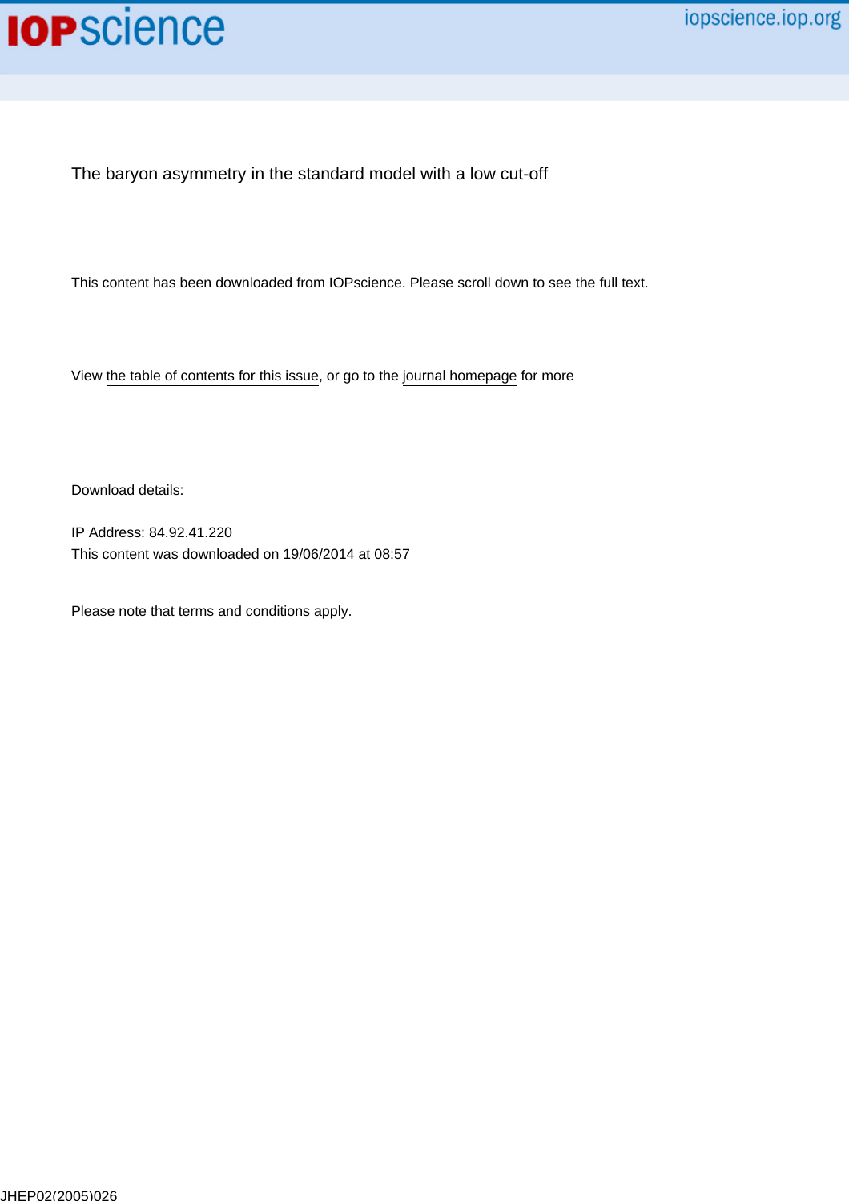The baryon asymmetry in the standard model with a low cut-off

This content has been downloaded from IOPscience. Please scroll down to see the full text.

View the table of contents for this issue, or go to the journal homepage for more

Download details:

IP Address: 84.92.41.220
This content was downloaded on 19/06/2014 at 08:57

Please note that terms and conditions apply.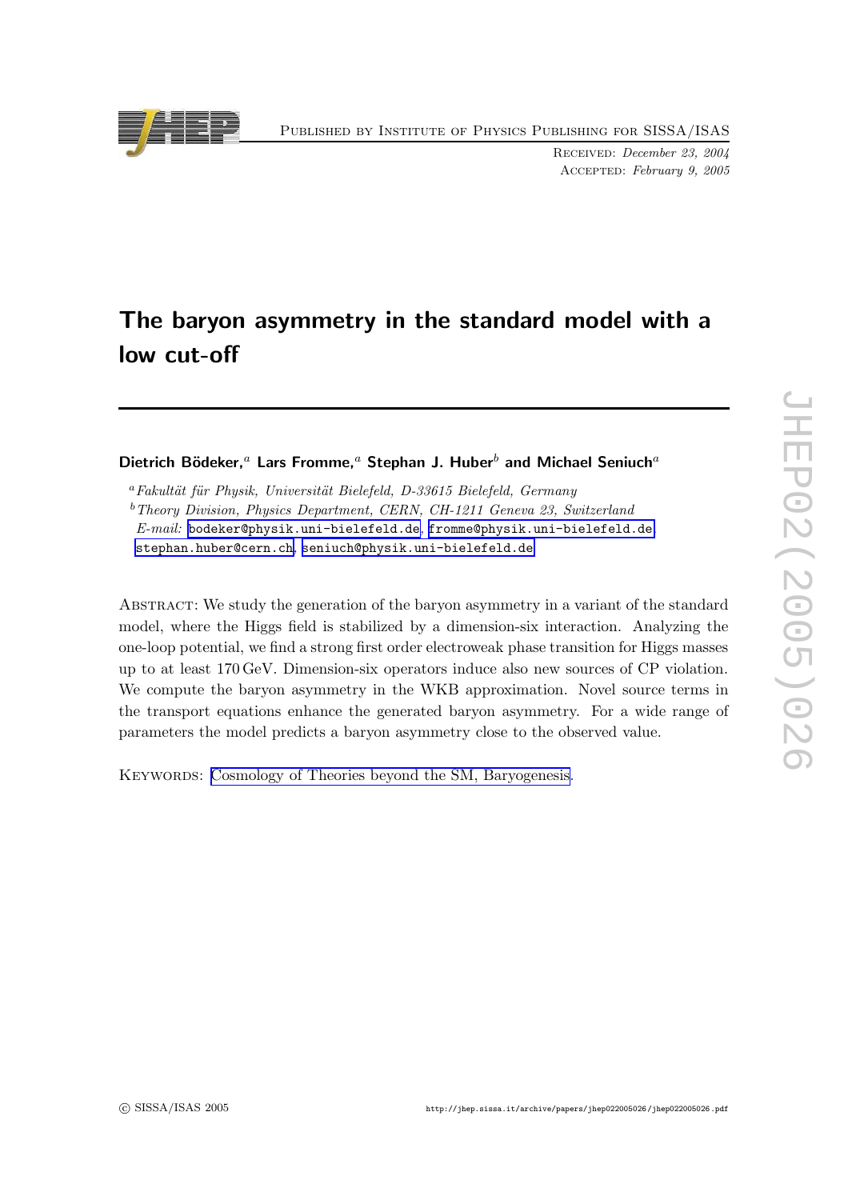# The baryon asymmetry in the standard model with a low cut-off

**Dietrich Bödeker,**[a] **Lars Fromme,**[a] **Stephan J. Huber**[b] **and Michael Seniuch**[a]

[a] *Fakultät für Physik, Universität Bielefeld, D-33615 Bielefeld, Germany*
[b] *Theory Division, Physics Department, CERN, CH-1211 Geneva 23, Switzerland*
*E-mail:* bodeker@physik.uni-bielefeld.de, fromme@physik.uni-bielefeld.de, stephan.huber@cern.ch, seniuch@physik.uni-bielefeld.de

Abstract: We study the generation of the baryon asymmetry in a variant of the standard model, where the Higgs field is stabilized by a dimension-six interaction. Analyzing the one-loop potential, we find a strong first order electroweak phase transition for Higgs masses up to at least 170 GeV. Dimension-six operators induce also new sources of CP violation. We compute the baryon asymmetry in the WKB approximation. Novel source terms in the transport equations enhance the generated baryon asymmetry. For a wide range of parameters the model predicts a baryon asymmetry close to the observed value.

Keywords: Cosmology of Theories beyond the SM, Baryogenesis.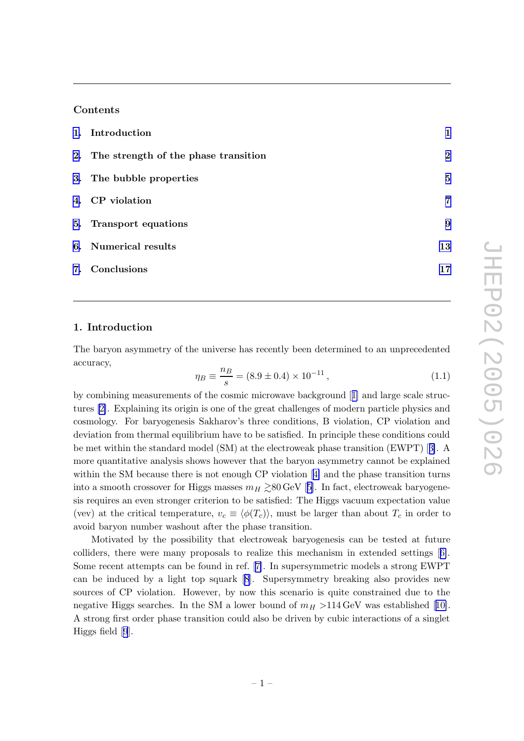## Contents

1. Introduction 1
2. The strength of the phase transition 2
3. The bubble properties 5
4. CP violation 7
5. Transport equations 9
6. Numerical results 13
7. Conclusions 17

## 1. Introduction

The baryon asymmetry of the universe has recently been determined to an unprecedented accuracy,

$$\eta_B \equiv \frac{n_B}{s} = (8.9 \pm 0.4) \times 10^{-11}\,, \tag{1.1}$$

by combining measurements of the cosmic microwave background [1] and large scale structures [2]. Explaining its origin is one of the great challenges of modern particle physics and cosmology. For baryogenesis Sakharov's three conditions, B violation, CP violation and deviation from thermal equilibrium have to be satisfied. In principle these conditions could be met within the standard model (SM) at the electroweak phase transition (EWPT) [3]. A more quantitative analysis shows however that the baryon asymmetry cannot be explained within the SM because there is not enough CP violation [4] and the phase transition turns into a smooth crossover for Higgs masses $m_H \gtrsim 80\,\text{GeV}$ [5]. In fact, electroweak baryogenesis requires an even stronger criterion to be satisfied: The Higgs vacuum expectation value (vev) at the critical temperature, $v_c \equiv \langle\phi(T_c)\rangle$, must be larger than about $T_c$ in order to avoid baryon number washout after the phase transition.

Motivated by the possibility that electroweak baryogenesis can be tested at future colliders, there were many proposals to realize this mechanism in extended settings [6]. Some recent attempts can be found in ref. [7]. In supersymmetric models a strong EWPT can be induced by a light top squark [8]. Supersymmetry breaking also provides new sources of CP violation. However, by now this scenario is quite constrained due to the negative Higgs searches. In the SM a lower bound of $m_H > 114\,\text{GeV}$ was established [10]. A strong first order phase transition could also be driven by cubic interactions of a singlet Higgs field [9].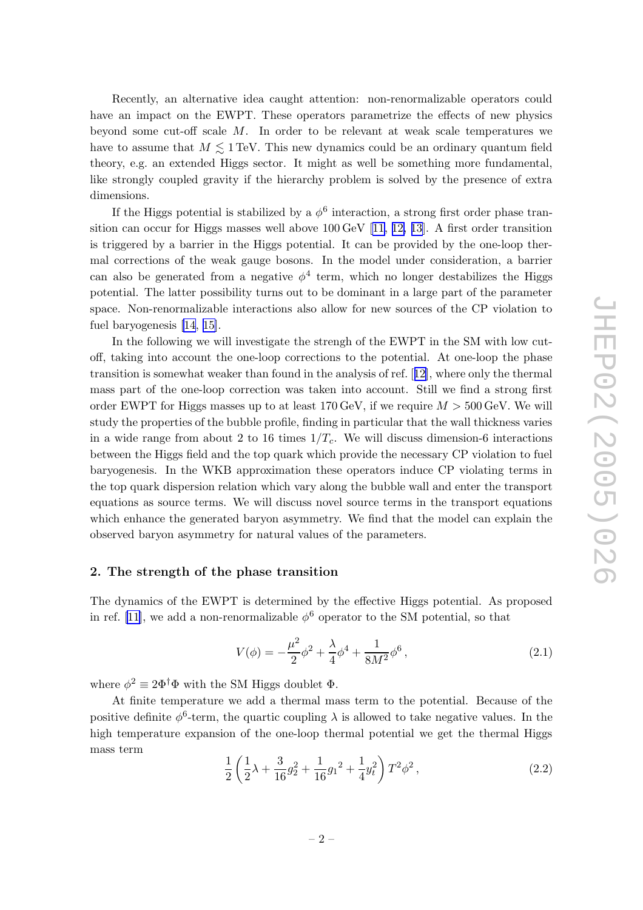Recently, an alternative idea caught attention: non-renormalizable operators could have an impact on the EWPT. These operators parametrize the effects of new physics beyond some cut-off scale $M$. In order to be relevant at weak scale temperatures we have to assume that $M \lesssim 1\,\text{TeV}$. This new dynamics could be an ordinary quantum field theory, e.g. an extended Higgs sector. It might as well be something more fundamental, like strongly coupled gravity if the hierarchy problem is solved by the presence of extra dimensions.

If the Higgs potential is stabilized by a $\phi^6$ interaction, a strong first order phase transition can occur for Higgs masses well above 100 GeV [11, 12, 13]. A first order transition is triggered by a barrier in the Higgs potential. It can be provided by the one-loop thermal corrections of the weak gauge bosons. In the model under consideration, a barrier can also be generated from a negative $\phi^4$ term, which no longer destabilizes the Higgs potential. The latter possibility turns out to be dominant in a large part of the parameter space. Non-renormalizable interactions also allow for new sources of the CP violation to fuel baryogenesis [14, 15].

In the following we will investigate the strengh of the EWPT in the SM with low cut-off, taking into account the one-loop corrections to the potential. At one-loop the phase transition is somewhat weaker than found in the analysis of ref. [12], where only the thermal mass part of the one-loop correction was taken into account. Still we find a strong first order EWPT for Higgs masses up to at least 170 GeV, if we require $M > 500\,\text{GeV}$. We will study the properties of the bubble profile, finding in particular that the wall thickness varies in a wide range from about 2 to 16 times $1/T_c$. We will discuss dimension-6 interactions between the Higgs field and the top quark which provide the necessary CP violation to fuel baryogenesis. In the WKB approximation these operators induce CP violating terms in the top quark dispersion relation which vary along the bubble wall and enter the transport equations as source terms. We will discuss novel source terms in the transport equations which enhance the generated baryon asymmetry. We find that the model can explain the observed baryon asymmetry for natural values of the parameters.

## 2. The strength of the phase transition

The dynamics of the EWPT is determined by the effective Higgs potential. As proposed in ref. [11], we add a non-renormalizable $\phi^6$ operator to the SM potential, so that

$$V(\phi) = -\frac{\mu^2}{2}\phi^2 + \frac{\lambda}{4}\phi^4 + \frac{1}{8M^2}\phi^6 \,, \tag{2.1}$$

where $\phi^2 \equiv 2\Phi^\dagger\Phi$ with the SM Higgs doublet $\Phi$.

At finite temperature we add a thermal mass term to the potential. Because of the positive definite $\phi^6$-term, the quartic coupling $\lambda$ is allowed to take negative values. In the high temperature expansion of the one-loop thermal potential we get the thermal Higgs mass term

$$\frac{1}{2}\left(\frac{1}{2}\lambda + \frac{3}{16}g_2^2 + \frac{1}{16}{g_1}^2 + \frac{1}{4}y_t^2\right)T^2\phi^2 \,, \tag{2.2}$$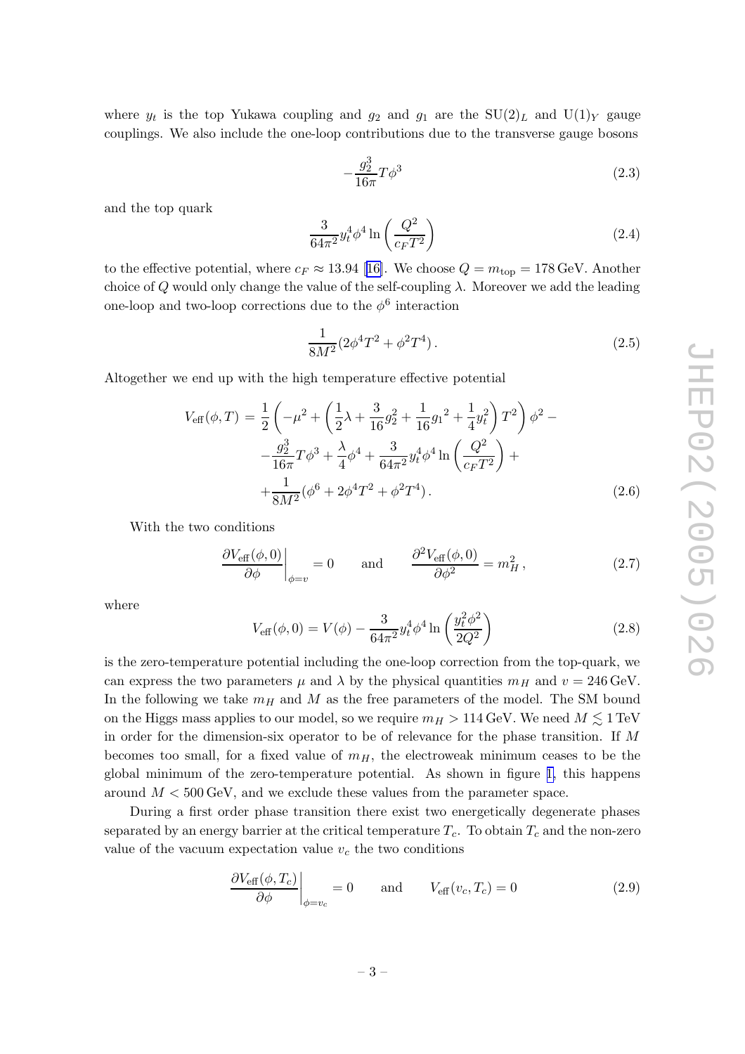where $y_t$ is the top Yukawa coupling and $g_2$ and $g_1$ are the $\mathrm{SU}(2)_L$ and $\mathrm{U}(1)_Y$ gauge couplings. We also include the one-loop contributions due to the transverse gauge bosons

$$-\frac{g_2^3}{16\pi} T\phi^3 \tag{2.3}$$

and the top quark

$$\frac{3}{64\pi^2} y_t^4 \phi^4 \ln\left(\frac{Q^2}{c_F T^2}\right) \tag{2.4}$$

to the effective potential, where $c_F \approx 13.94$ [16]. We choose $Q = m_{\rm top} = 178\,\mathrm{GeV}$. Another choice of $Q$ would only change the value of the self-coupling $\lambda$. Moreover we add the leading one-loop and two-loop corrections due to the $\phi^6$ interaction

$$\frac{1}{8M^2}(2\phi^4 T^2 + \phi^2 T^4)\,. \tag{2.5}$$

Altogether we end up with the high temperature effective potential

$$\begin{aligned}
V_{\rm eff}(\phi, T) = \, & \frac{1}{2}\left(-\mu^2 + \left(\frac{1}{2}\lambda + \frac{3}{16}g_2^2 + \frac{1}{16}{g_1}^2 + \frac{1}{4}y_t^2\right)T^2\right)\phi^2 - \\
& -\frac{g_2^3}{16\pi}T\phi^3 + \frac{\lambda}{4}\phi^4 + \frac{3}{64\pi^2}y_t^4\phi^4 \ln\left(\frac{Q^2}{c_F T^2}\right) + \\
& + \frac{1}{8M^2}(\phi^6 + 2\phi^4 T^2 + \phi^2 T^4)\,.
\end{aligned} \tag{2.6}$$

With the two conditions

$$\left.\frac{\partial V_{\rm eff}(\phi, 0)}{\partial \phi}\right|_{\phi = v} = 0 \qquad \text{and} \qquad \frac{\partial^2 V_{\rm eff}(\phi, 0)}{\partial \phi^2} = m_H^2\,, \tag{2.7}$$

where

$$V_{\rm eff}(\phi, 0) = V(\phi) - \frac{3}{64\pi^2}y_t^4\phi^4 \ln\left(\frac{y_t^2\phi^2}{2Q^2}\right) \tag{2.8}$$

is the zero-temperature potential including the one-loop correction from the top-quark, we can express the two parameters $\mu$ and $\lambda$ by the physical quantities $m_H$ and $v = 246\,\mathrm{GeV}$. In the following we take $m_H$ and $M$ as the free parameters of the model. The SM bound on the Higgs mass applies to our model, so we require $m_H > 114\,\mathrm{GeV}$. We need $M \lesssim 1\,\mathrm{TeV}$ in order for the dimension-six operator to be of relevance for the phase transition. If $M$ becomes too small, for a fixed value of $m_H$, the electroweak minimum ceases to be the global minimum of the zero-temperature potential. As shown in figure 1, this happens around $M < 500\,\mathrm{GeV}$, and we exclude these values from the parameter space.

During a first order phase transition there exist two energetically degenerate phases separated by an energy barrier at the critical temperature $T_c$. To obtain $T_c$ and the non-zero value of the vacuum expectation value $v_c$ the two conditions

$$\left.\frac{\partial V_{\rm eff}(\phi, T_c)}{\partial \phi}\right|_{\phi = v_c} = 0 \qquad \text{and} \qquad V_{\rm eff}(v_c, T_c) = 0 \tag{2.9}$$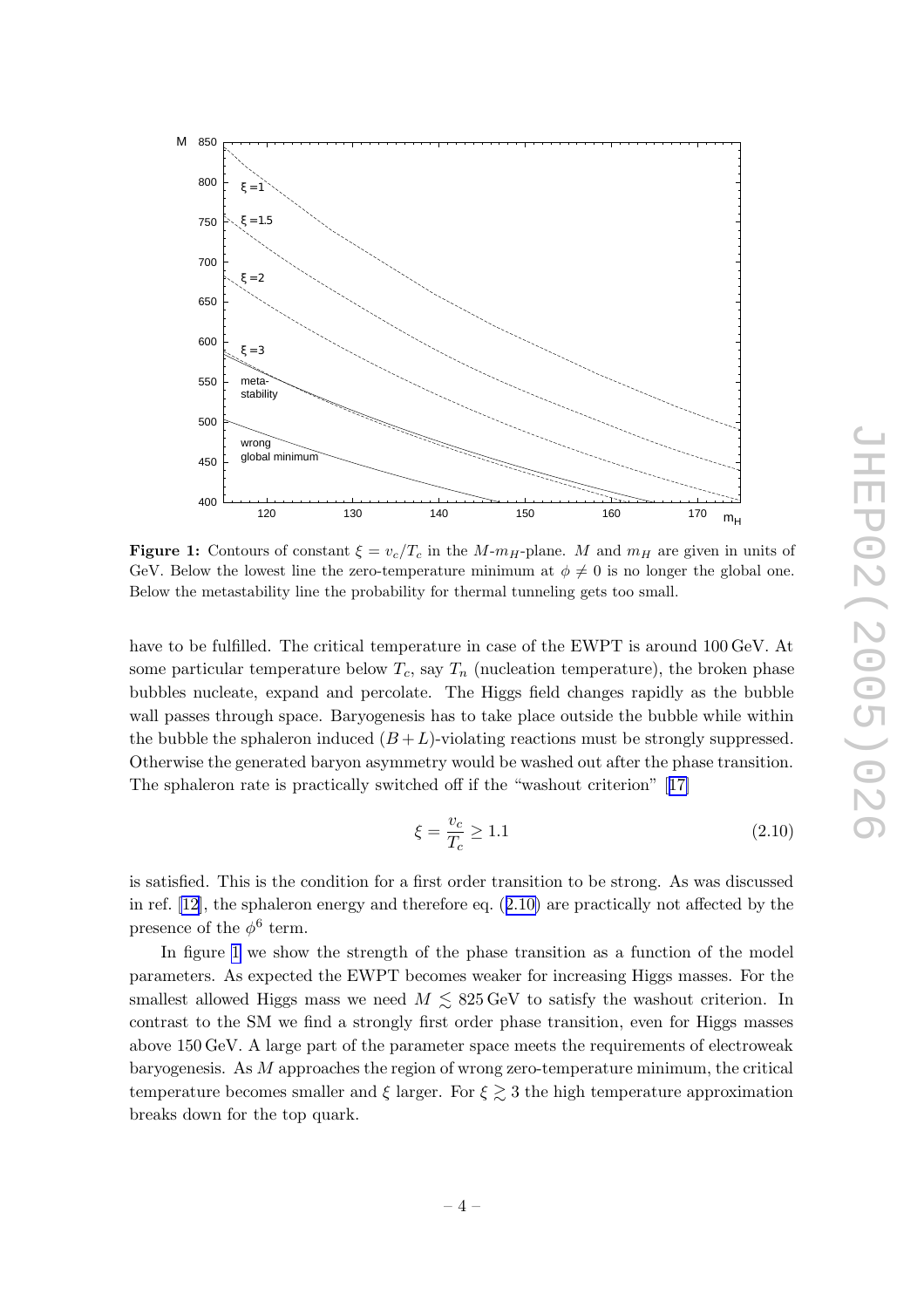**Figure 1:** Contours of constant $\xi = v_c/T_c$ in the $M$-$m_H$-plane. $M$ and $m_H$ are given in units of GeV. Below the lowest line the zero-temperature minimum at $\phi \neq 0$ is no longer the global one. Below the metastability line the probability for thermal tunneling gets too small.

have to be fulfilled. The critical temperature in case of the EWPT is around 100 GeV. At some particular temperature below $T_c$, say $T_n$ (nucleation temperature), the broken phase bubbles nucleate, expand and percolate. The Higgs field changes rapidly as the bubble wall passes through space. Baryogenesis has to take place outside the bubble while within the bubble the sphaleron induced $(B+L)$-violating reactions must be strongly suppressed. Otherwise the generated baryon asymmetry would be washed out after the phase transition. The sphaleron rate is practically switched off if the "washout criterion" [17]

$$\xi = \frac{v_c}{T_c} \geq 1.1 \tag{2.10}$$

is satisfied. This is the condition for a first order transition to be strong. As was discussed in ref. [12], the sphaleron energy and therefore eq. (2.10) are practically not affected by the presence of the $\phi^6$ term.

In figure 1 we show the strength of the phase transition as a function of the model parameters. As expected the EWPT becomes weaker for increasing Higgs masses. For the smallest allowed Higgs mass we need $M \lesssim 825$ GeV to satisfy the washout criterion. In contrast to the SM we find a strongly first order phase transition, even for Higgs masses above 150 GeV. A large part of the parameter space meets the requirements of electroweak baryogenesis. As $M$ approaches the region of wrong zero-temperature minimum, the critical temperature becomes smaller and $\xi$ larger. For $\xi \gtrsim 3$ the high temperature approximation breaks down for the top quark.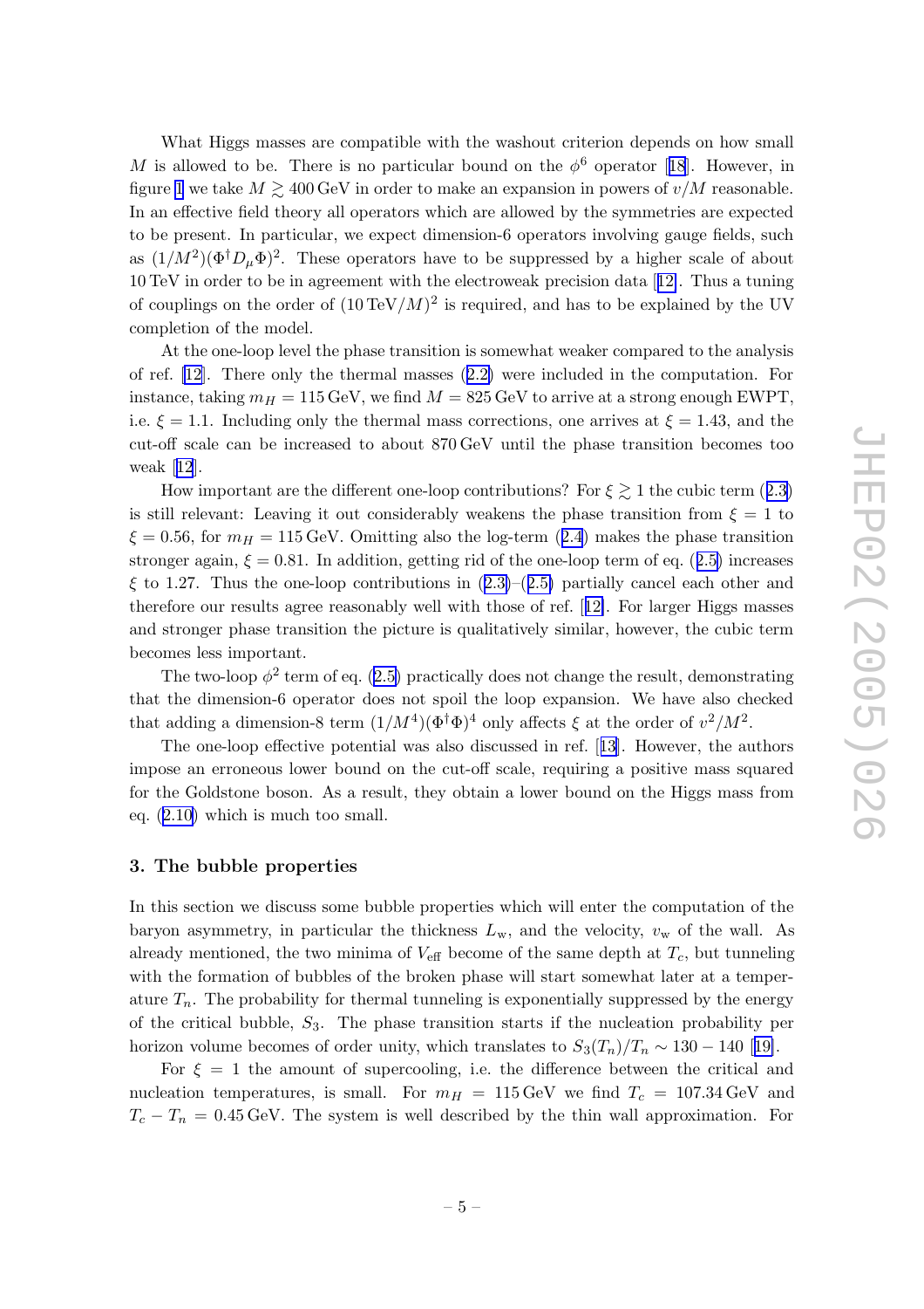What Higgs masses are compatible with the washout criterion depends on how small $M$ is allowed to be. There is no particular bound on the $\phi^6$ operator [18]. However, in figure 1 we take $M \gtrsim 400\,\text{GeV}$ in order to make an expansion in powers of $v/M$ reasonable. In an effective field theory all operators which are allowed by the symmetries are expected to be present. In particular, we expect dimension-6 operators involving gauge fields, such as $(1/M^2)(\Phi^\dagger D_\mu \Phi)^2$. These operators have to be suppressed by a higher scale of about 10 TeV in order to be in agreement with the electroweak precision data [12]. Thus a tuning of couplings on the order of $(10\,\text{TeV}/M)^2$ is required, and has to be explained by the UV completion of the model.

At the one-loop level the phase transition is somewhat weaker compared to the analysis of ref. [12]. There only the thermal masses (2.2) were included in the computation. For instance, taking $m_H = 115\,\text{GeV}$, we find $M = 825\,\text{GeV}$ to arrive at a strong enough EWPT, i.e. $\xi = 1.1$. Including only the thermal mass corrections, one arrives at $\xi = 1.43$, and the cut-off scale can be increased to about 870 GeV until the phase transition becomes too weak [12].

How important are the different one-loop contributions? For $\xi \gtrsim 1$ the cubic term (2.3) is still relevant: Leaving it out considerably weakens the phase transition from $\xi = 1$ to $\xi = 0.56$, for $m_H = 115\,\text{GeV}$. Omitting also the log-term (2.4) makes the phase transition stronger again, $\xi = 0.81$. In addition, getting rid of the one-loop term of eq. (2.5) increases $\xi$ to 1.27. Thus the one-loop contributions in (2.3)–(2.5) partially cancel each other and therefore our results agree reasonably well with those of ref. [12]. For larger Higgs masses and stronger phase transition the picture is qualitatively similar, however, the cubic term becomes less important.

The two-loop $\phi^2$ term of eq. (2.5) practically does not change the result, demonstrating that the dimension-6 operator does not spoil the loop expansion. We have also checked that adding a dimension-8 term $(1/M^4)(\Phi^\dagger\Phi)^4$ only affects $\xi$ at the order of $v^2/M^2$.

The one-loop effective potential was also discussed in ref. [13]. However, the authors impose an erroneous lower bound on the cut-off scale, requiring a positive mass squared for the Goldstone boson. As a result, they obtain a lower bound on the Higgs mass from eq. (2.10) which is much too small.

## 3. The bubble properties

In this section we discuss some bubble properties which will enter the computation of the baryon asymmetry, in particular the thickness $L_\text{w}$, and the velocity, $v_\text{w}$ of the wall. As already mentioned, the two minima of $V_\text{eff}$ become of the same depth at $T_c$, but tunneling with the formation of bubbles of the broken phase will start somewhat later at a temperature $T_n$. The probability for thermal tunneling is exponentially suppressed by the energy of the critical bubble, $S_3$. The phase transition starts if the nucleation probability per horizon volume becomes of order unity, which translates to $S_3(T_n)/T_n \sim 130 - 140$ [19].

For $\xi = 1$ the amount of supercooling, i.e. the difference between the critical and nucleation temperatures, is small. For $m_H = 115\,\text{GeV}$ we find $T_c = 107.34\,\text{GeV}$ and $T_c - T_n = 0.45\,\text{GeV}$. The system is well described by the thin wall approximation. For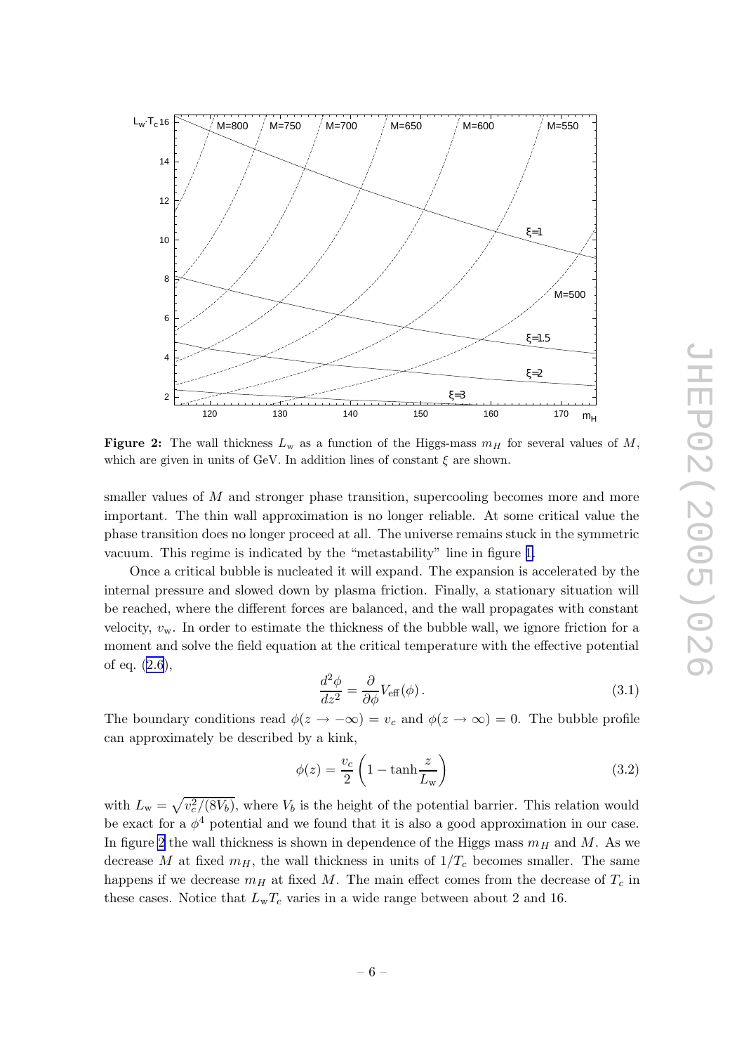**Figure 2:** The wall thickness $L_w$ as a function of the Higgs-mass $m_H$ for several values of $M$, which are given in units of GeV. In addition lines of constant $\xi$ are shown.

smaller values of $M$ and stronger phase transition, supercooling becomes more and more important. The thin wall approximation is no longer reliable. At some critical value the phase transition does no longer proceed at all. The universe remains stuck in the symmetric vacuum. This regime is indicated by the "metastability" line in figure 1.

Once a critical bubble is nucleated it will expand. The expansion is accelerated by the internal pressure and slowed down by plasma friction. Finally, a stationary situation will be reached, where the different forces are balanced, and the wall propagates with constant velocity, $v_w$. In order to estimate the thickness of the bubble wall, we ignore friction for a moment and solve the field equation at the critical temperature with the effective potential of eq. (2.6),

$$\frac{d^2\phi}{dz^2} = \frac{\partial}{\partial\phi} V_{\text{eff}}(\phi) \,. \tag{3.1}$$

The boundary conditions read $\phi(z \to -\infty) = v_c$ and $\phi(z \to \infty) = 0$. The bubble profile can approximately be described by a kink,

$$\phi(z) = \frac{v_c}{2}\left(1 - \tanh\frac{z}{L_w}\right) \tag{3.2}$$

with $L_w = \sqrt{v_c^2/(8V_b)}$, where $V_b$ is the height of the potential barrier. This relation would be exact for a $\phi^4$ potential and we found that it is also a good approximation in our case. In figure 2 the wall thickness is shown in dependence of the Higgs mass $m_H$ and $M$. As we decrease $M$ at fixed $m_H$, the wall thickness in units of $1/T_c$ becomes smaller. The same happens if we decrease $m_H$ at fixed $M$. The main effect comes from the decrease of $T_c$ in these cases. Notice that $L_w T_c$ varies in a wide range between about 2 and 16.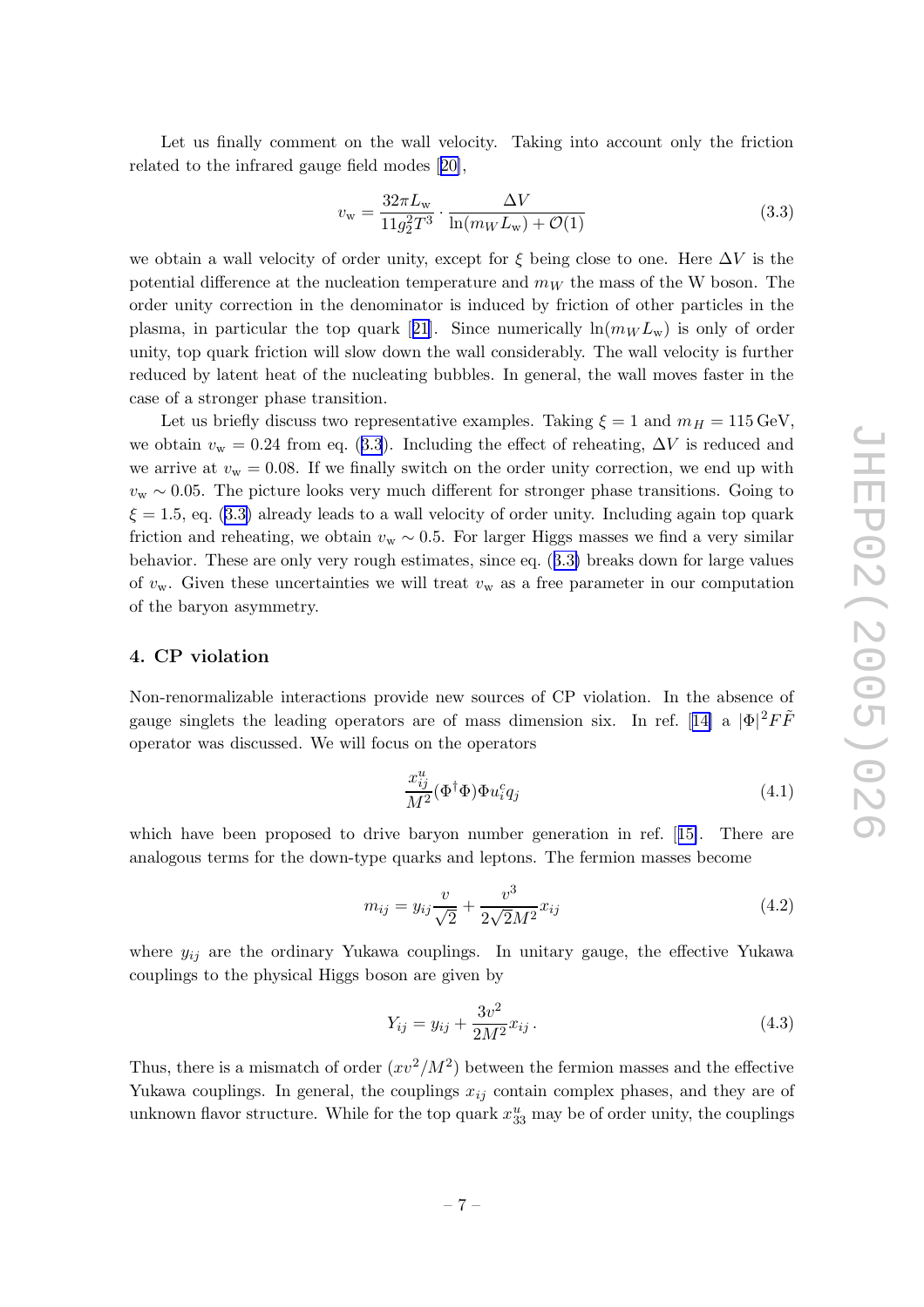Let us finally comment on the wall velocity. Taking into account only the friction related to the infrared gauge field modes [20],

$$v_w = \frac{32\pi L_w}{11 g_2^2 T^3} \cdot \frac{\Delta V}{\ln(m_W L_w) + \mathcal{O}(1)} \tag{3.3}$$

we obtain a wall velocity of order unity, except for $\xi$ being close to one. Here $\Delta V$ is the potential difference at the nucleation temperature and $m_W$ the mass of the W boson. The order unity correction in the denominator is induced by friction of other particles in the plasma, in particular the top quark [21]. Since numerically $\ln(m_W L_w)$ is only of order unity, top quark friction will slow down the wall considerably. The wall velocity is further reduced by latent heat of the nucleating bubbles. In general, the wall moves faster in the case of a stronger phase transition.

Let us briefly discuss two representative examples. Taking $\xi = 1$ and $m_H = 115\,\text{GeV}$, we obtain $v_w = 0.24$ from eq. (3.3). Including the effect of reheating, $\Delta V$ is reduced and we arrive at $v_w = 0.08$. If we finally switch on the order unity correction, we end up with $v_w \sim 0.05$. The picture looks very much different for stronger phase transitions. Going to $\xi = 1.5$, eq. (3.3) already leads to a wall velocity of order unity. Including again top quark friction and reheating, we obtain $v_w \sim 0.5$. For larger Higgs masses we find a very similar behavior. These are only very rough estimates, since eq. (3.3) breaks down for large values of $v_w$. Given these uncertainties we will treat $v_w$ as a free parameter in our computation of the baryon asymmetry.

## 4. CP violation

Non-renormalizable interactions provide new sources of CP violation. In the absence of gauge singlets the leading operators are of mass dimension six. In ref. [14] a $|\Phi|^2 F\tilde{F}$ operator was discussed. We will focus on the operators

$$\frac{x_{ij}^u}{M^2}(\Phi^\dagger\Phi)\Phi u_i^c q_j \tag{4.1}$$

which have been proposed to drive baryon number generation in ref. [15]. There are analogous terms for the down-type quarks and leptons. The fermion masses become

$$m_{ij} = y_{ij}\frac{v}{\sqrt{2}} + \frac{v^3}{2\sqrt{2}M^2}x_{ij} \tag{4.2}$$

where $y_{ij}$ are the ordinary Yukawa couplings. In unitary gauge, the effective Yukawa couplings to the physical Higgs boson are given by

$$Y_{ij} = y_{ij} + \frac{3v^2}{2M^2}x_{ij}\,. \tag{4.3}$$

Thus, there is a mismatch of order $(xv^2/M^2)$ between the fermion masses and the effective Yukawa couplings. In general, the couplings $x_{ij}$ contain complex phases, and they are of unknown flavor structure. While for the top quark $x_{33}^u$ may be of order unity, the couplings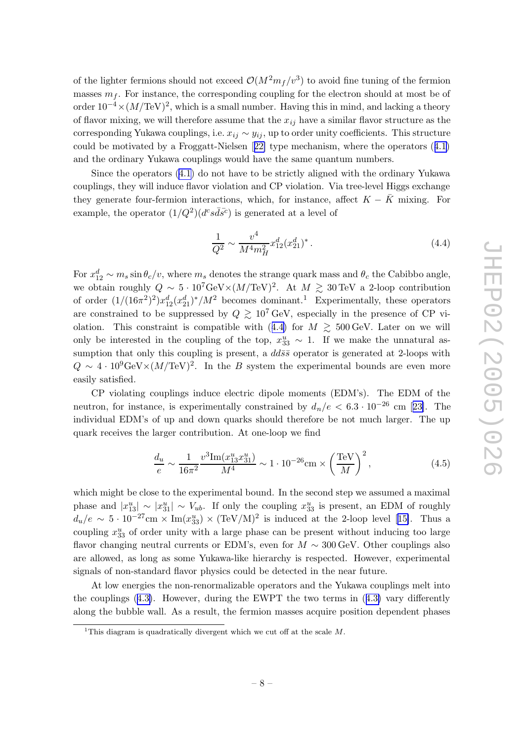of the lighter fermions should not exceed $\mathcal{O}(M^2 m_f/v^3)$ to avoid fine tuning of the fermion masses $m_f$. For instance, the corresponding coupling for the electron should at most be of order $10^{-4}\times(M/\text{TeV})^2$, which is a small number. Having this in mind, and lacking a theory of flavor mixing, we will therefore assume that the $x_{ij}$ have a similar flavor structure as the corresponding Yukawa couplings, i.e. $x_{ij}\sim y_{ij}$, up to order unity coefficients. This structure could be motivated by a Froggatt-Nielsen [22] type mechanism, where the operators (4.1) and the ordinary Yukawa couplings would have the same quantum numbers.

Since the operators (4.1) do not have to be strictly aligned with the ordinary Yukawa couplings, they will induce flavor violation and CP violation. Via tree-level Higgs exchange they generate four-fermion interactions, which, for instance, affect $K-\bar{K}$ mixing. For example, the operator $(1/Q^2)(d^c s \bar{d}\bar{s}^c)$ is generated at a level of

$$\frac{1}{Q^2}\sim\frac{v^4}{M^4 m_H^2}x_{12}^d(x_{21}^d)^*\,. \tag{4.4}$$

For $x_{12}^d\sim m_s\sin\theta_c/v$, where $m_s$ denotes the strange quark mass and $\theta_c$ the Cabibbo angle, we obtain roughly $Q\sim 5\cdot 10^7\text{GeV}\times(M/\text{TeV})^2$. At $M\gtrsim 30\,\text{TeV}$ a 2-loop contribution of order $(1/(16\pi^2)^2)x_{12}^d(x_{21}^d)^*/M^2$ becomes dominant.[1] Experimentally, these operators are constrained to be suppressed by $Q\gtrsim 10^7\,\text{GeV}$, especially in the presence of CP violation. This constraint is compatible with (4.4) for $M\gtrsim 500\,\text{GeV}$. Later on we will only be interested in the coupling of the top, $x_{33}^u\sim 1$. If we make the unnatural assumption that only this coupling is present, a $dd\bar{s}\bar{s}$ operator is generated at 2-loops with $Q\sim 4\cdot 10^9\text{GeV}\times(M/\text{TeV})^2$. In the $B$ system the experimental bounds are even more easily satisfied.

CP violating couplings induce electric dipole moments (EDM's). The EDM of the neutron, for instance, is experimentally constrained by $d_n/e<6.3\cdot 10^{-26}$ cm [23]. The individual EDM's of up and down quarks should therefore be not much larger. The up quark receives the larger contribution. At one-loop we find

$$\frac{d_u}{e}\sim\frac{1}{16\pi^2}\frac{v^3\,\text{Im}(x_{13}^u x_{31}^u)}{M^4}\sim 1\cdot 10^{-26}\text{cm}\times\left(\frac{\text{TeV}}{M}\right)^2, \tag{4.5}$$

which might be close to the experimental bound. In the second step we assumed a maximal phase and $|x_{13}^u|\sim|x_{31}^u|\sim V_{ub}$. If only the coupling $x_{33}^u$ is present, an EDM of roughly $d_u/e\sim 5\cdot 10^{-27}\text{cm}\times\text{Im}(x_{33}^u)\times(\text{TeV/M})^2$ is induced at the 2-loop level [15]. Thus a coupling $x_{33}^u$ of order unity with a large phase can be present without inducing too large flavor changing neutral currents or EDM's, even for $M\sim 300\,\text{GeV}$. Other couplings also are allowed, as long as some Yukawa-like hierarchy is respected. However, experimental signals of non-standard flavor physics could be detected in the near future.

At low energies the non-renormalizable operators and the Yukawa couplings melt into the couplings (4.3). However, during the EWPT the two terms in (4.3) vary differently along the bubble wall. As a result, the fermion masses acquire position dependent phases

[1] This diagram is quadratically divergent which we cut off at the scale $M$.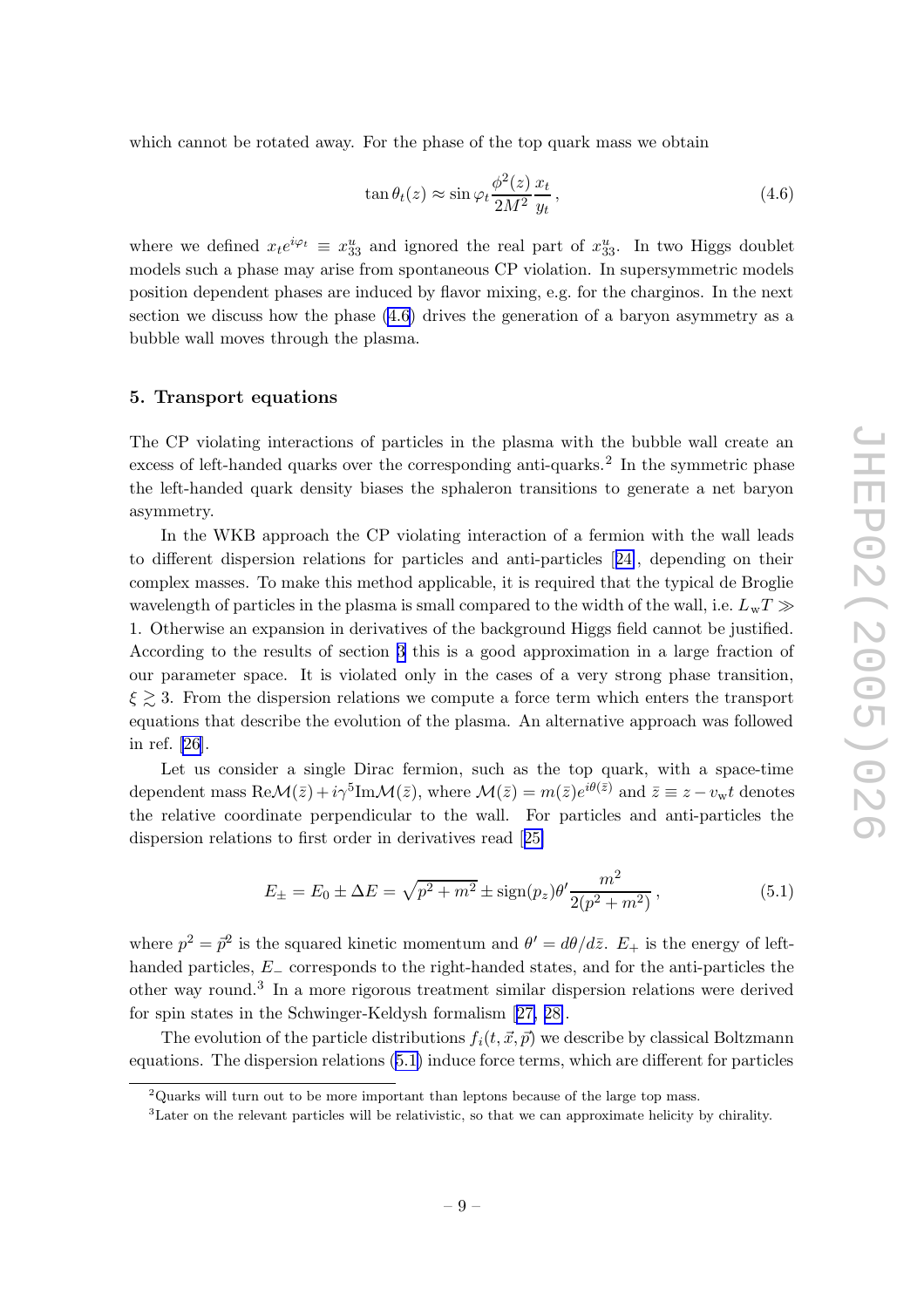which cannot be rotated away. For the phase of the top quark mass we obtain

$$\tan\theta_t(z) \approx \sin\varphi_t \frac{\phi^2(z)}{2M^2}\frac{x_t}{y_t}, \tag{4.6}$$

where we defined $x_t e^{i\varphi_t} \equiv x^u_{33}$ and ignored the real part of $x^u_{33}$. In two Higgs doublet models such a phase may arise from spontaneous CP violation. In supersymmetric models position dependent phases are induced by flavor mixing, e.g. for the charginos. In the next section we discuss how the phase (4.6) drives the generation of a baryon asymmetry as a bubble wall moves through the plasma.

## 5. Transport equations

The CP violating interactions of particles in the plasma with the bubble wall create an excess of left-handed quarks over the corresponding anti-quarks.[2] In the symmetric phase the left-handed quark density biases the sphaleron transitions to generate a net baryon asymmetry.

In the WKB approach the CP violating interaction of a fermion with the wall leads to different dispersion relations for particles and anti-particles [24], depending on their complex masses. To make this method applicable, it is required that the typical de Broglie wavelength of particles in the plasma is small compared to the width of the wall, i.e. $L_{\rm w}T \gg 1$. Otherwise an expansion in derivatives of the background Higgs field cannot be justified. According to the results of section 3 this is a good approximation in a large fraction of our parameter space. It is violated only in the cases of a very strong phase transition, $\xi \gtrsim 3$. From the dispersion relations we compute a force term which enters the transport equations that describe the evolution of the plasma. An alternative approach was followed in ref. [26].

Let us consider a single Dirac fermion, such as the top quark, with a space-time dependent mass ${\rm Re}\mathcal{M}(\bar{z}) + i\gamma^5{\rm Im}\mathcal{M}(\bar{z})$, where $\mathcal{M}(\bar{z}) = m(\bar{z})e^{i\theta(\bar{z})}$ and $\bar{z} \equiv z - v_{\rm w}t$ denotes the relative coordinate perpendicular to the wall. For particles and anti-particles the dispersion relations to first order in derivatives read [25]

$$E_\pm = E_0 \pm \Delta E = \sqrt{p^2 + m^2} \pm {\rm sign}(p_z)\theta' \frac{m^2}{2(p^2+m^2)}, \tag{5.1}$$

where $p^2 = \vec{p}^2$ is the squared kinetic momentum and $\theta' = d\theta/d\bar{z}$. $E_+$ is the energy of left-handed particles, $E_-$ corresponds to the right-handed states, and for the anti-particles the other way round.[3] In a more rigorous treatment similar dispersion relations were derived for spin states in the Schwinger-Keldysh formalism [27, 28].

The evolution of the particle distributions $f_i(t, \vec{x}, \vec{p})$ we describe by classical Boltzmann equations. The dispersion relations (5.1) induce force terms, which are different for particles

[2] Quarks will turn out to be more important than leptons because of the large top mass.

[3] Later on the relevant particles will be relativistic, so that we can approximate helicity by chirality.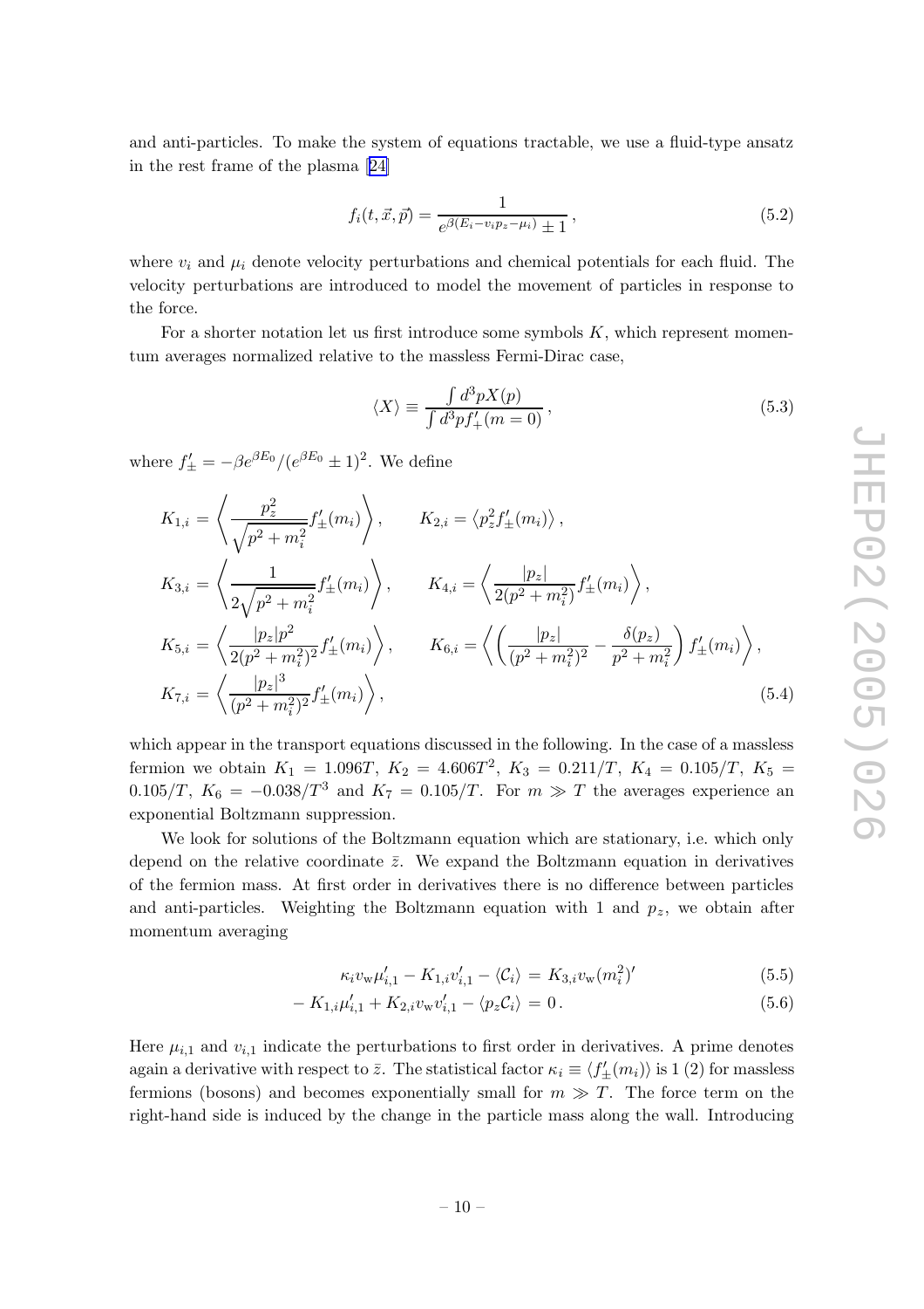and anti-particles. To make the system of equations tractable, we use a fluid-type ansatz in the rest frame of the plasma [24]

$$f_i(t, \vec{x}, \vec{p}) = \frac{1}{e^{\beta(E_i - v_i p_z - \mu_i)} \pm 1}\,, \tag{5.2}$$

where $v_i$ and $\mu_i$ denote velocity perturbations and chemical potentials for each fluid. The velocity perturbations are introduced to model the movement of particles in response to the force.

For a shorter notation let us first introduce some symbols $K$, which represent momentum averages normalized relative to the massless Fermi-Dirac case,

$$\langle X \rangle \equiv \frac{\int d^3p X(p)}{\int d^3p f'_+(m=0)}\,, \tag{5.3}$$

where $f'_\pm = -\beta e^{\beta E_0}/(e^{\beta E_0} \pm 1)^2$. We define

$$\begin{aligned}
K_{1,i} &= \left\langle \frac{p_z^2}{\sqrt{p^2+m_i^2}} f'_\pm(m_i) \right\rangle, \qquad K_{2,i} = \left\langle p_z^2 f'_\pm(m_i) \right\rangle, \\
K_{3,i} &= \left\langle \frac{1}{2\sqrt{p^2+m_i^2}} f'_\pm(m_i) \right\rangle, \qquad K_{4,i} = \left\langle \frac{|p_z|}{2(p^2+m_i^2)} f'_\pm(m_i) \right\rangle, \\
K_{5,i} &= \left\langle \frac{|p_z| p^2}{2(p^2+m_i^2)^2} f'_\pm(m_i) \right\rangle, \qquad K_{6,i} = \left\langle \left( \frac{|p_z|}{(p^2+m_i^2)^2} - \frac{\delta(p_z)}{p^2+m_i^2} \right) f'_\pm(m_i) \right\rangle, \\
K_{7,i} &= \left\langle \frac{|p_z|^3}{(p^2+m_i^2)^2} f'_\pm(m_i) \right\rangle,
\end{aligned} \tag{5.4}$$

which appear in the transport equations discussed in the following. In the case of a massless fermion we obtain $K_1 = 1.096T$, $K_2 = 4.606T^2$, $K_3 = 0.211/T$, $K_4 = 0.105/T$, $K_5 = 0.105/T$, $K_6 = -0.038/T^3$ and $K_7 = 0.105/T$. For $m \gg T$ the averages experience an exponential Boltzmann suppression.

We look for solutions of the Boltzmann equation which are stationary, i.e. which only depend on the relative coordinate $\bar{z}$. We expand the Boltzmann equation in derivatives of the fermion mass. At first order in derivatives there is no difference between particles and anti-particles. Weighting the Boltzmann equation with 1 and $p_z$, we obtain after momentum averaging

$$\kappa_i v_\mathrm{w} \mu'_{i,1} - K_{1,i} v'_{i,1} - \langle \mathcal{C}_i \rangle = K_{3,i} v_\mathrm{w} (m_i^2)' \tag{5.5}$$

$$-K_{1,i} \mu'_{i,1} + K_{2,i} v_\mathrm{w} v'_{i,1} - \langle p_z \mathcal{C}_i \rangle = 0\,. \tag{5.6}$$

Here $\mu_{i,1}$ and $v_{i,1}$ indicate the perturbations to first order in derivatives. A prime denotes again a derivative with respect to $\bar{z}$. The statistical factor $\kappa_i \equiv \langle f'_\pm(m_i) \rangle$ is 1 (2) for massless fermions (bosons) and becomes exponentially small for $m \gg T$. The force term on the right-hand side is induced by the change in the particle mass along the wall. Introducing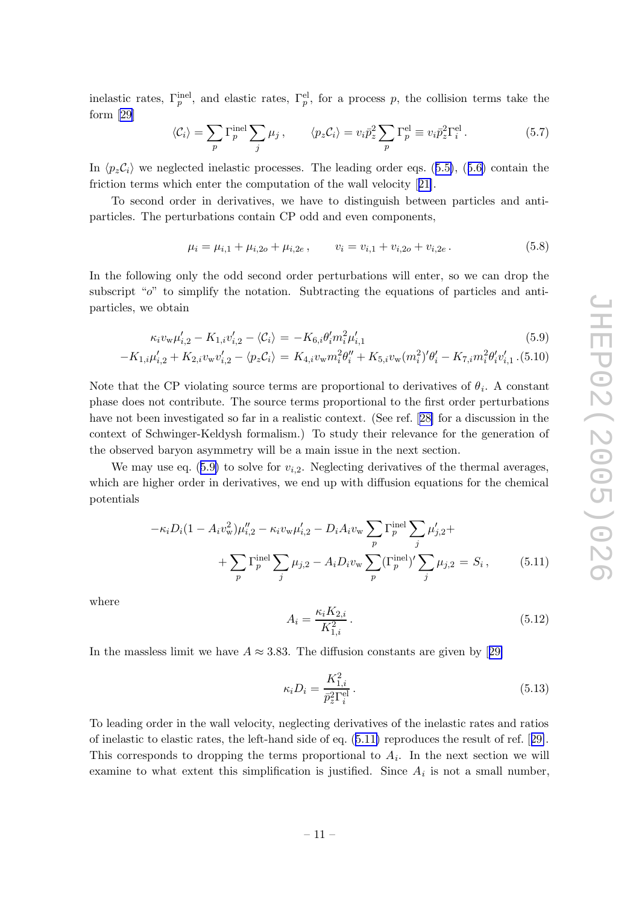inelastic rates, $\Gamma_p^{\rm inel}$, and elastic rates, $\Gamma_p^{\rm el}$, for a process $p$, the collision terms take the form [29]

$$\langle \mathcal{C}_i \rangle = \sum_p \Gamma_p^{\rm inel} \sum_j \mu_j \,, \qquad \langle p_z \mathcal{C}_i \rangle = v_i \bar{p}_z^2 \sum_p \Gamma_p^{\rm el} \equiv v_i \bar{p}_z^2 \Gamma_i^{\rm el} \,. \tag{5.7}$$

In $\langle p_z \mathcal{C}_i \rangle$ we neglected inelastic processes. The leading order eqs. (5.5), (5.6) contain the friction terms which enter the computation of the wall velocity [21].

To second order in derivatives, we have to distinguish between particles and anti-particles. The perturbations contain CP odd and even components,

$$\mu_i = \mu_{i,1} + \mu_{i,2o} + \mu_{i,2e} \,, \qquad v_i = v_{i,1} + v_{i,2o} + v_{i,2e} \,. \tag{5.8}$$

In the following only the odd second order perturbations will enter, so we can drop the subscript "$o$" to simplify the notation. Subtracting the equations of particles and anti-particles, we obtain

$$\kappa_i v_{\rm w} \mu_{i,2}' - K_{1,i} v_{i,2}' - \langle \mathcal{C}_i \rangle = -K_{6,i} \theta_i' m_i^2 \mu_{i,1}' \tag{5.9}$$

$$-K_{1,i} \mu_{i,2}' + K_{2,i} v_{\rm w} v_{i,2}' - \langle p_z \mathcal{C}_i \rangle = K_{4,i} v_{\rm w} m_i^2 \theta_i'' + K_{5,i} v_{\rm w} (m_i^2)' \theta_i' - K_{7,i} m_i^2 \theta_i' v_{i,1}' \,. \tag{5.10}$$

Note that the CP violating source terms are proportional to derivatives of $\theta_i$. A constant phase does not contribute. The source terms proportional to the first order perturbations have not been investigated so far in a realistic context. (See ref. [28] for a discussion in the context of Schwinger-Keldysh formalism.) To study their relevance for the generation of the observed baryon asymmetry will be a main issue in the next section.

We may use eq. (5.9) to solve for $v_{i,2}$. Neglecting derivatives of the thermal averages, which are higher order in derivatives, we end up with diffusion equations for the chemical potentials

$$-\kappa_i D_i (1 - A_i v_{\rm w}^2) \mu_{i,2}'' - \kappa_i v_{\rm w} \mu_{i,2}' - D_i A_i v_{\rm w} \sum_p \Gamma_p^{\rm inel} \sum_j \mu_{j,2}' + \\ + \sum_p \Gamma_p^{\rm inel} \sum_j \mu_{j,2} - A_i D_i v_{\rm w} \sum_p (\Gamma_p^{\rm inel})' \sum_j \mu_{j,2} = S_i \,, \tag{5.11}$$

where

$$A_i = \frac{\kappa_i K_{2,i}}{K_{1,i}^2} \,. \tag{5.12}$$

In the massless limit we have $A \approx 3.83$. The diffusion constants are given by [29]

$$\kappa_i D_i = \frac{K_{1,i}^2}{\bar{p}_z^2 \Gamma_i^{\rm el}} \,. \tag{5.13}$$

To leading order in the wall velocity, neglecting derivatives of the inelastic rates and ratios of inelastic to elastic rates, the left-hand side of eq. (5.11) reproduces the result of ref. [29]. This corresponds to dropping the terms proportional to $A_i$. In the next section we will examine to what extent this simplification is justified. Since $A_i$ is not a small number,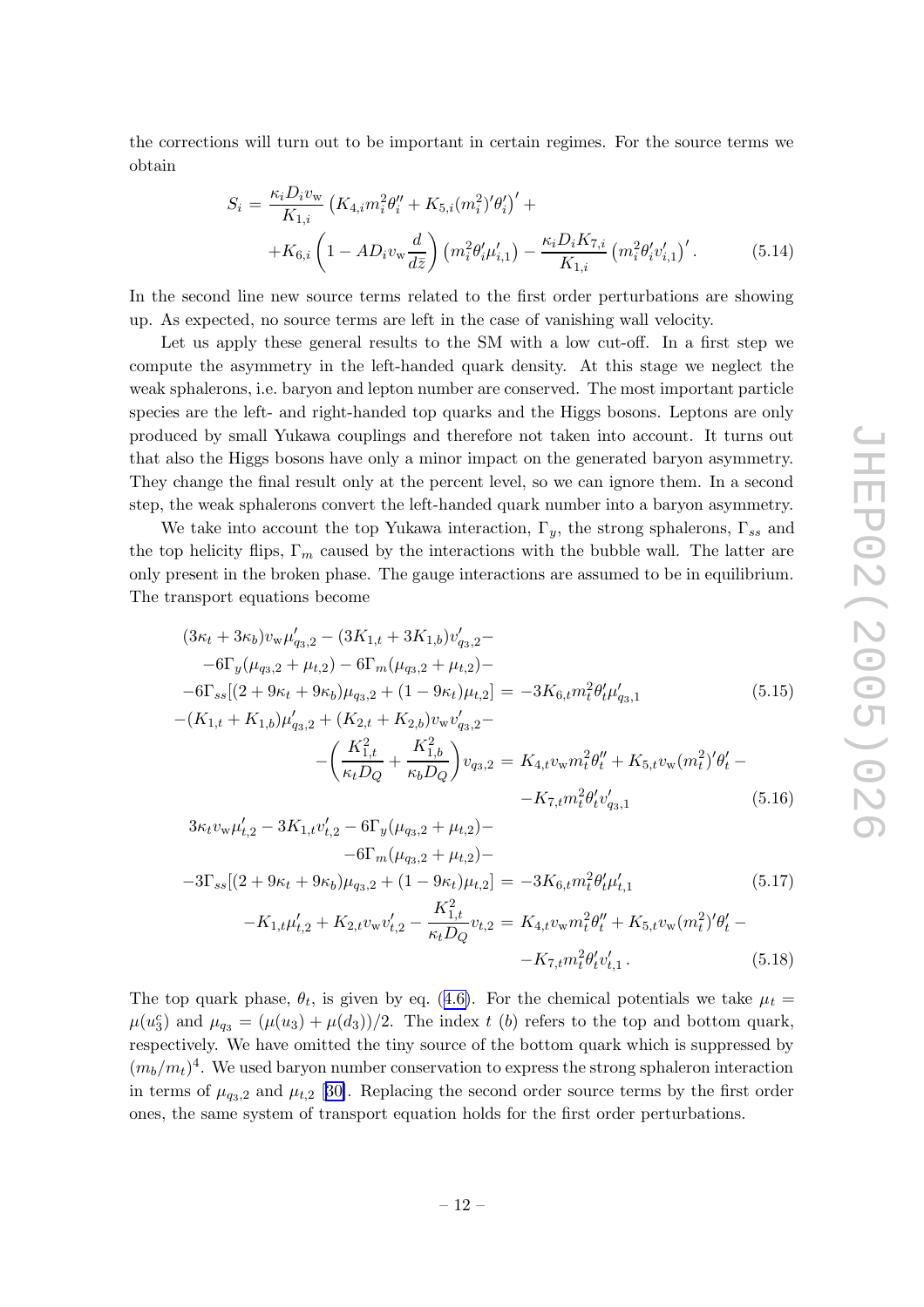the corrections will turn out to be important in certain regimes. For the source terms we obtain

$$S_i = \frac{\kappa_i D_i v_{\rm w}}{K_{1,i}} \left( K_{4,i} m_i^2 \theta_i'' + K_{5,i} (m_i^2)' \theta_i' \right)' + \\ + K_{6,i} \left( 1 - A D_i v_{\rm w} \frac{d}{d\bar{z}} \right) \left( m_i^2 \theta_i' \mu_{i,1}' \right) - \frac{\kappa_i D_i K_{7,i}}{K_{1,i}} \left( m_i^2 \theta_i' v_{i,1}' \right)' . \tag{5.14}$$

In the second line new source terms related to the first order perturbations are showing up. As expected, no source terms are left in the case of vanishing wall velocity.

Let us apply these general results to the SM with a low cut-off. In a first step we compute the asymmetry in the left-handed quark density. At this stage we neglect the weak sphalerons, i.e. baryon and lepton number are conserved. The most important particle species are the left- and right-handed top quarks and the Higgs bosons. Leptons are only produced by small Yukawa couplings and therefore not taken into account. It turns out that also the Higgs bosons have only a minor impact on the generated baryon asymmetry. They change the final result only at the percent level, so we can ignore them. In a second step, the weak sphalerons convert the left-handed quark number into a baryon asymmetry.

We take into account the top Yukawa interaction, $\Gamma_y$, the strong sphalerons, $\Gamma_{ss}$ and the top helicity flips, $\Gamma_m$ caused by the interactions with the bubble wall. The latter are only present in the broken phase. The gauge interactions are assumed to be in equilibrium. The transport equations become

$$\begin{aligned}
&(3\kappa_t + 3\kappa_b) v_{\rm w} \mu_{q_3,2}' - (3K_{1,t} + 3K_{1,b}) v_{q_3,2}' - \\
&\quad -6\Gamma_y (\mu_{q_3,2} + \mu_{t,2}) - 6\Gamma_m (\mu_{q_3,2} + \mu_{t,2}) - \\
&-6\Gamma_{ss} [(2 + 9\kappa_t + 9\kappa_b)\mu_{q_3,2} + (1 - 9\kappa_t)\mu_{t,2}] = -3K_{6,t} m_t^2 \theta_t' \mu_{q_3,1}' \qquad (5.15)\\
&-(K_{1,t} + K_{1,b})\mu_{q_3,2}' + (K_{2,t} + K_{2,b}) v_{\rm w} v_{q_3,2}' - \\
&\quad - \left( \frac{K_{1,t}^2}{\kappa_t D_Q} + \frac{K_{1,b}^2}{\kappa_b D_Q} \right) v_{q_3,2} = K_{4,t} v_{\rm w} m_t^2 \theta_t'' + K_{5,t} v_{\rm w} (m_t^2)' \theta_t' - \\
&\qquad\qquad - K_{7,t} m_t^2 \theta_t' v_{q_3,1}' \qquad (5.16)\\
&3\kappa_t v_{\rm w} \mu_{t,2}' - 3K_{1,t} v_{t,2}' - 6\Gamma_y (\mu_{q_3,2} + \mu_{t,2}) - \\
&\quad -6\Gamma_m (\mu_{q_3,2} + \mu_{t,2}) - \\
&-3\Gamma_{ss} [(2 + 9\kappa_t + 9\kappa_b)\mu_{q_3,2} + (1 - 9\kappa_t)\mu_{t,2}] = -3K_{6,t} m_t^2 \theta_t' \mu_{t,1}' \qquad (5.17)\\
&-K_{1,t} \mu_{t,2}' + K_{2,t} v_{\rm w} v_{t,2}' - \frac{K_{1,t}^2}{\kappa_t D_Q} v_{t,2} = K_{4,t} v_{\rm w} m_t^2 \theta_t'' + K_{5,t} v_{\rm w} (m_t^2)' \theta_t' - \\
&\qquad\qquad - K_{7,t} m_t^2 \theta_t' v_{t,1}' . \qquad (5.18)
\end{aligned}$$

The top quark phase, $\theta_t$, is given by eq. (4.6). For the chemical potentials we take $\mu_t = \mu(u_3^c)$ and $\mu_{q_3} = (\mu(u_3) + \mu(d_3))/2$. The index $t$ ($b$) refers to the top and bottom quark, respectively. We have omitted the tiny source of the bottom quark which is suppressed by $(m_b/m_t)^4$. We used baryon number conservation to express the strong sphaleron interaction in terms of $\mu_{q_3,2}$ and $\mu_{t,2}$ [30]. Replacing the second order source terms by the first order ones, the same system of transport equation holds for the first order perturbations.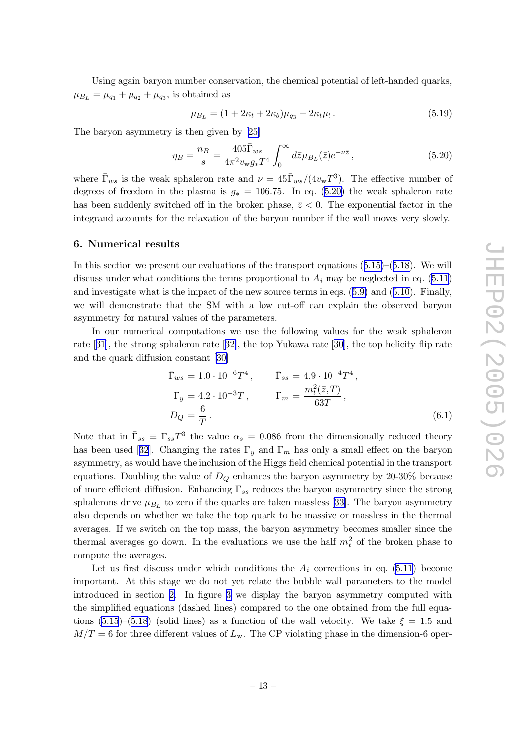Using again baryon number conservation, the chemical potential of left-handed quarks, $\mu_{B_L} = \mu_{q_1} + \mu_{q_2} + \mu_{q_3}$, is obtained as

$$\mu_{B_L} = (1 + 2\kappa_t + 2\kappa_b)\mu_{q_3} - 2\kappa_t \mu_t \,. \tag{5.19}$$

The baryon asymmetry is then given by [25]

$$\eta_B = \frac{n_B}{s} = \frac{405\bar{\Gamma}_{ws}}{4\pi^2 v_{\rm w} g_* T^4} \int_0^\infty d\bar{z} \mu_{B_L}(\bar{z}) e^{-\nu \bar{z}} \,, \tag{5.20}$$

where $\bar{\Gamma}_{ws}$ is the weak sphaleron rate and $\nu = 45\bar{\Gamma}_{ws}/(4v_{\rm w}T^3)$. The effective number of degrees of freedom in the plasma is $g_* = 106.75$. In eq. (5.20) the weak sphaleron rate has been suddenly switched off in the broken phase, $\bar{z} < 0$. The exponential factor in the integrand accounts for the relaxation of the baryon number if the wall moves very slowly.

## 6. Numerical results

In this section we present our evaluations of the transport equations (5.15)–(5.18). We will discuss under what conditions the terms proportional to $A_i$ may be neglected in eq. (5.11) and investigate what is the impact of the new source terms in eqs. (5.9) and (5.10). Finally, we will demonstrate that the SM with a low cut-off can explain the observed baryon asymmetry for natural values of the parameters.

In our numerical computations we use the following values for the weak sphaleron rate [31], the strong sphaleron rate [32], the top Yukawa rate [30], the top helicity flip rate and the quark diffusion constant [30]

$$\begin{aligned}
\bar{\Gamma}_{ws} &= 1.0 \cdot 10^{-6} T^4 \,, \qquad \bar{\Gamma}_{ss} = 4.9 \cdot 10^{-4} T^4 \,, \\
\Gamma_y &= 4.2 \cdot 10^{-3} T \,, \qquad \Gamma_m = \frac{m_t^2(\bar{z}, T)}{63T} \,, \\
D_Q &= \frac{6}{T} \,.
\end{aligned} \tag{6.1}$$

Note that in $\bar{\Gamma}_{ss} \equiv \Gamma_{ss} T^3$ the value $\alpha_s = 0.086$ from the dimensionally reduced theory has been used [32]. Changing the rates $\Gamma_y$ and $\Gamma_m$ has only a small effect on the baryon asymmetry, as would have the inclusion of the Higgs field chemical potential in the transport equations. Doubling the value of $D_Q$ enhances the baryon asymmetry by 20-30% because of more efficient diffusion. Enhancing $\Gamma_{ss}$ reduces the baryon asymmetry since the strong sphalerons drive $\mu_{B_L}$ to zero if the quarks are taken massless [33]. The baryon asymmetry also depends on whether we take the top quark to be massive or massless in the thermal averages. If we switch on the top mass, the baryon asymmetry becomes smaller since the thermal averages go down. In the evaluations we use the half $m_t^2$ of the broken phase to compute the averages.

Let us first discuss under which conditions the $A_i$ corrections in eq. (5.11) become important. At this stage we do not yet relate the bubble wall parameters to the model introduced in section 2. In figure 3 we display the baryon asymmetry computed with the simplified equations (dashed lines) compared to the one obtained from the full equations (5.15)–(5.18) (solid lines) as a function of the wall velocity. We take $\xi = 1.5$ and $M/T = 6$ for three different values of $L_{\rm w}$. The CP violating phase in the dimension-6 oper-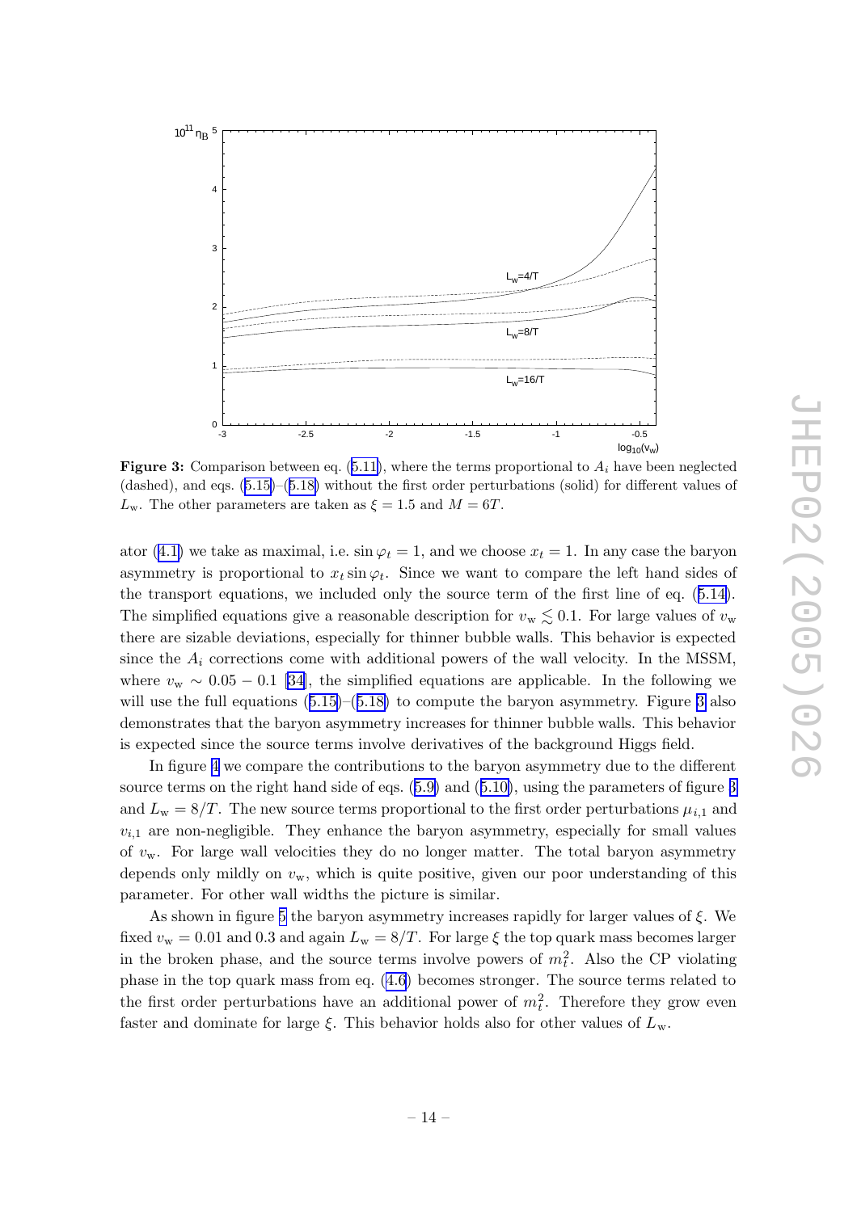Figure 3: Comparison between eq. (5.11), where the terms proportional to $A_i$ have been neglected (dashed), and eqs. (5.15)–(5.18) without the first order perturbations (solid) for different values of $L_w$. The other parameters are taken as $\xi = 1.5$ and $M = 6T$.

ator (4.1) we take as maximal, i.e. $\sin\varphi_t = 1$, and we choose $x_t = 1$. In any case the baryon asymmetry is proportional to $x_t \sin\varphi_t$. Since we want to compare the left hand sides of the transport equations, we included only the source term of the first line of eq. (5.14). The simplified equations give a reasonable description for $v_w \lesssim 0.1$. For large values of $v_w$ there are sizable deviations, especially for thinner bubble walls. This behavior is expected since the $A_i$ corrections come with additional powers of the wall velocity. In the MSSM, where $v_w \sim 0.05 - 0.1$ [34], the simplified equations are applicable. In the following we will use the full equations (5.15)–(5.18) to compute the baryon asymmetry. Figure 3 also demonstrates that the baryon asymmetry increases for thinner bubble walls. This behavior is expected since the source terms involve derivatives of the background Higgs field.

In figure 4 we compare the contributions to the baryon asymmetry due to the different source terms on the right hand side of eqs. (5.9) and (5.10), using the parameters of figure 3 and $L_w = 8/T$. The new source terms proportional to the first order perturbations $\mu_{i,1}$ and $v_{i,1}$ are non-negligible. They enhance the baryon asymmetry, especially for small values of $v_w$. For large wall velocities they do no longer matter. The total baryon asymmetry depends only mildly on $v_w$, which is quite positive, given our poor understanding of this parameter. For other wall widths the picture is similar.

As shown in figure 5 the baryon asymmetry increases rapidly for larger values of $\xi$. We fixed $v_w = 0.01$ and $0.3$ and again $L_w = 8/T$. For large $\xi$ the top quark mass becomes larger in the broken phase, and the source terms involve powers of $m_t^2$. Also the CP violating phase in the top quark mass from eq. (4.6) becomes stronger. The source terms related to the first order perturbations have an additional power of $m_t^2$. Therefore they grow even faster and dominate for large $\xi$. This behavior holds also for other values of $L_w$.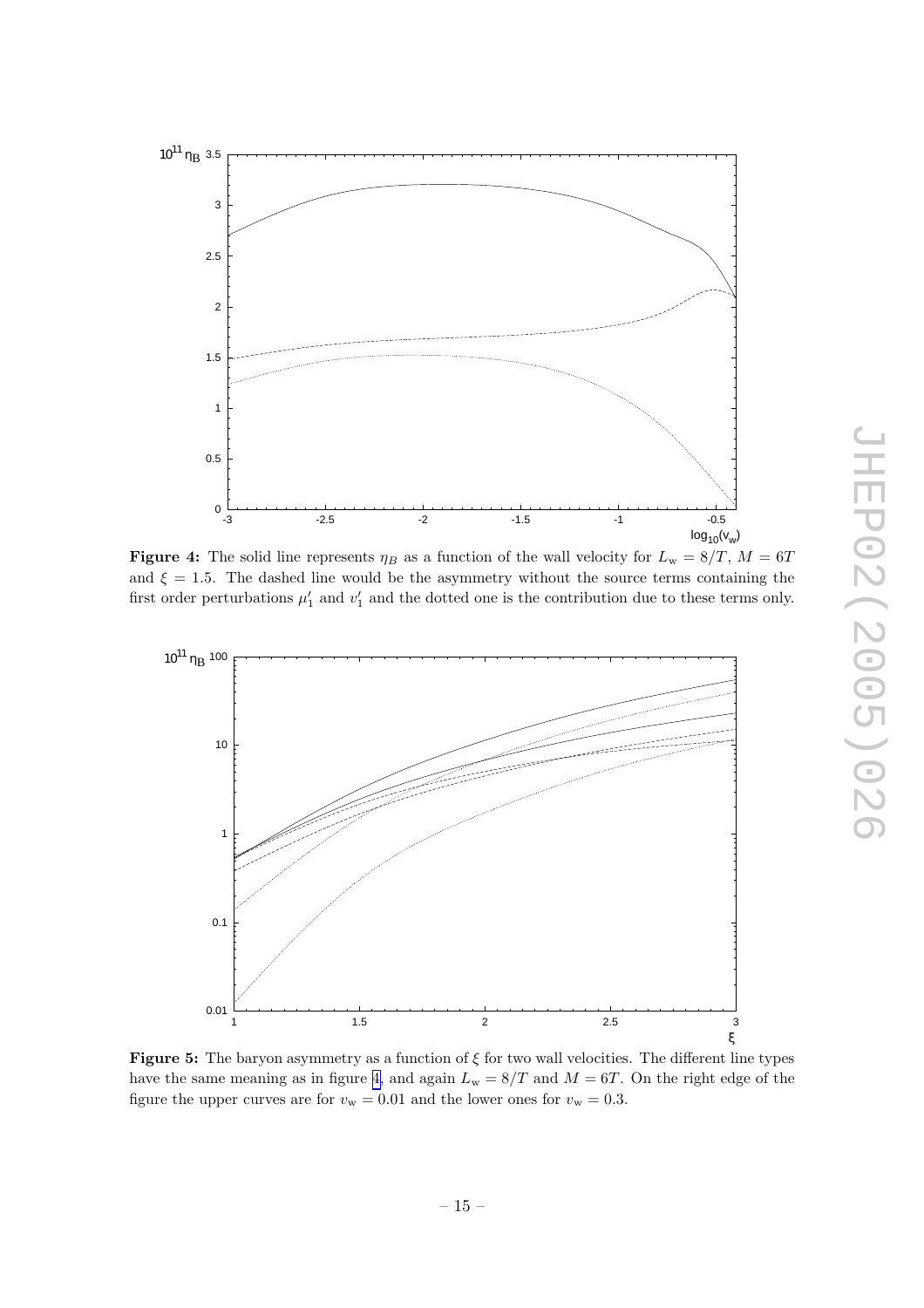**Figure 4:** The solid line represents $\eta_B$ as a function of the wall velocity for $L_w = 8/T$, $M = 6T$ and $\xi = 1.5$. The dashed line would be the asymmetry without the source terms containing the first order perturbations $\mu_1'$ and $v_1'$ and the dotted one is the contribution due to these terms only.

**Figure 5:** The baryon asymmetry as a function of $\xi$ for two wall velocities. The different line types have the same meaning as in figure 4, and again $L_w = 8/T$ and $M = 6T$. On the right edge of the figure the upper curves are for $v_w = 0.01$ and the lower ones for $v_w = 0.3$.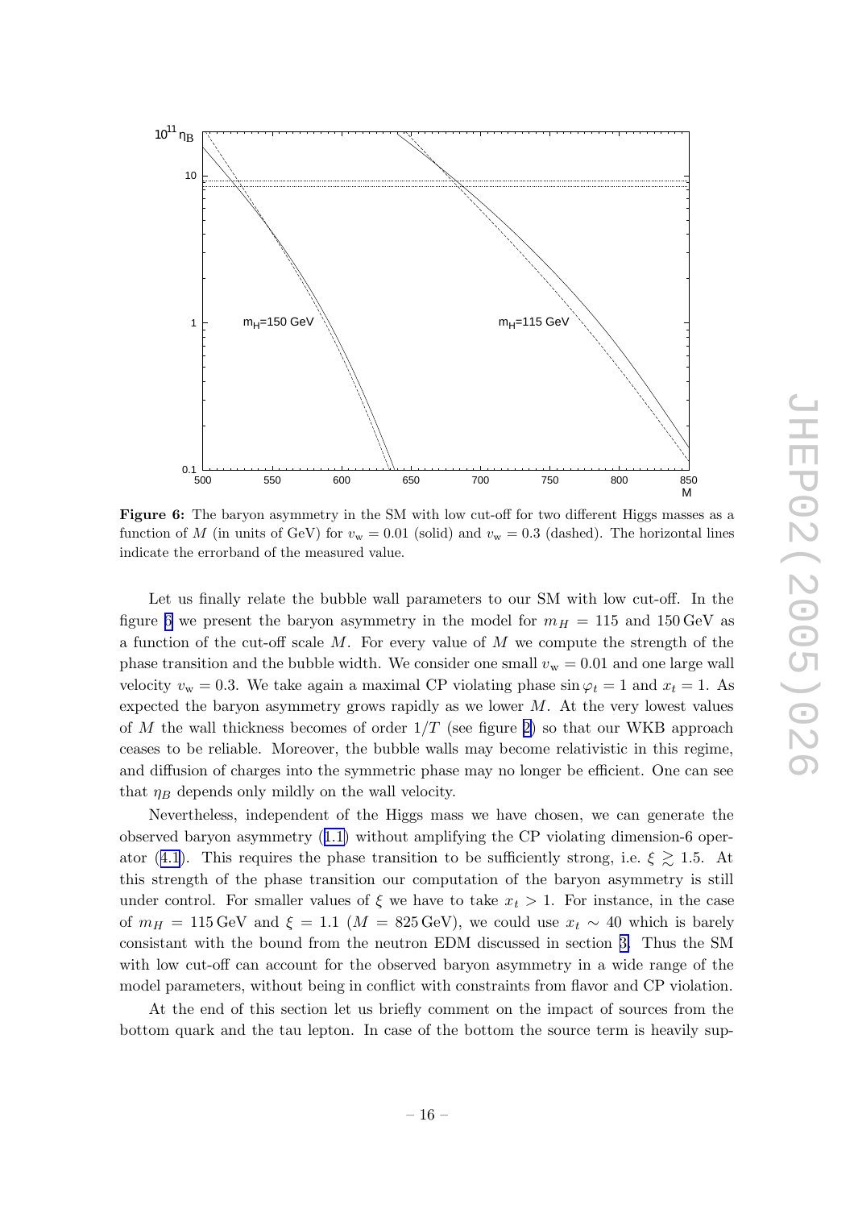**Figure 6:** The baryon asymmetry in the SM with low cut-off for two different Higgs masses as a function of $M$ (in units of GeV) for $v_w = 0.01$ (solid) and $v_w = 0.3$ (dashed). The horizontal lines indicate the errorband of the measured value.

Let us finally relate the bubble wall parameters to our SM with low cut-off. In the figure 6 we present the baryon asymmetry in the model for $m_H = 115$ and $150\,\text{GeV}$ as a function of the cut-off scale $M$. For every value of $M$ we compute the strength of the phase transition and the bubble width. We consider one small $v_w = 0.01$ and one large wall velocity $v_w = 0.3$. We take again a maximal CP violating phase $\sin \varphi_t = 1$ and $x_t = 1$. As expected the baryon asymmetry grows rapidly as we lower $M$. At the very lowest values of $M$ the wall thickness becomes of order $1/T$ (see figure 2) so that our WKB approach ceases to be reliable. Moreover, the bubble walls may become relativistic in this regime, and diffusion of charges into the symmetric phase may no longer be efficient. One can see that $\eta_B$ depends only mildly on the wall velocity.

Nevertheless, independent of the Higgs mass we have chosen, we can generate the observed baryon asymmetry (1.1) without amplifying the CP violating dimension-6 operator (4.1). This requires the phase transition to be sufficiently strong, i.e. $\xi \gtrsim 1.5$. At this strength of the phase transition our computation of the baryon asymmetry is still under control. For smaller values of $\xi$ we have to take $x_t > 1$. For instance, in the case of $m_H = 115\,\text{GeV}$ and $\xi = 1.1$ ($M = 825\,\text{GeV}$), we could use $x_t \sim 40$ which is barely consistant with the bound from the neutron EDM discussed in section 3. Thus the SM with low cut-off can account for the observed baryon asymmetry in a wide range of the model parameters, without being in conflict with constraints from flavor and CP violation.

At the end of this section let us briefly comment on the impact of sources from the bottom quark and the tau lepton. In case of the bottom the source term is heavily sup-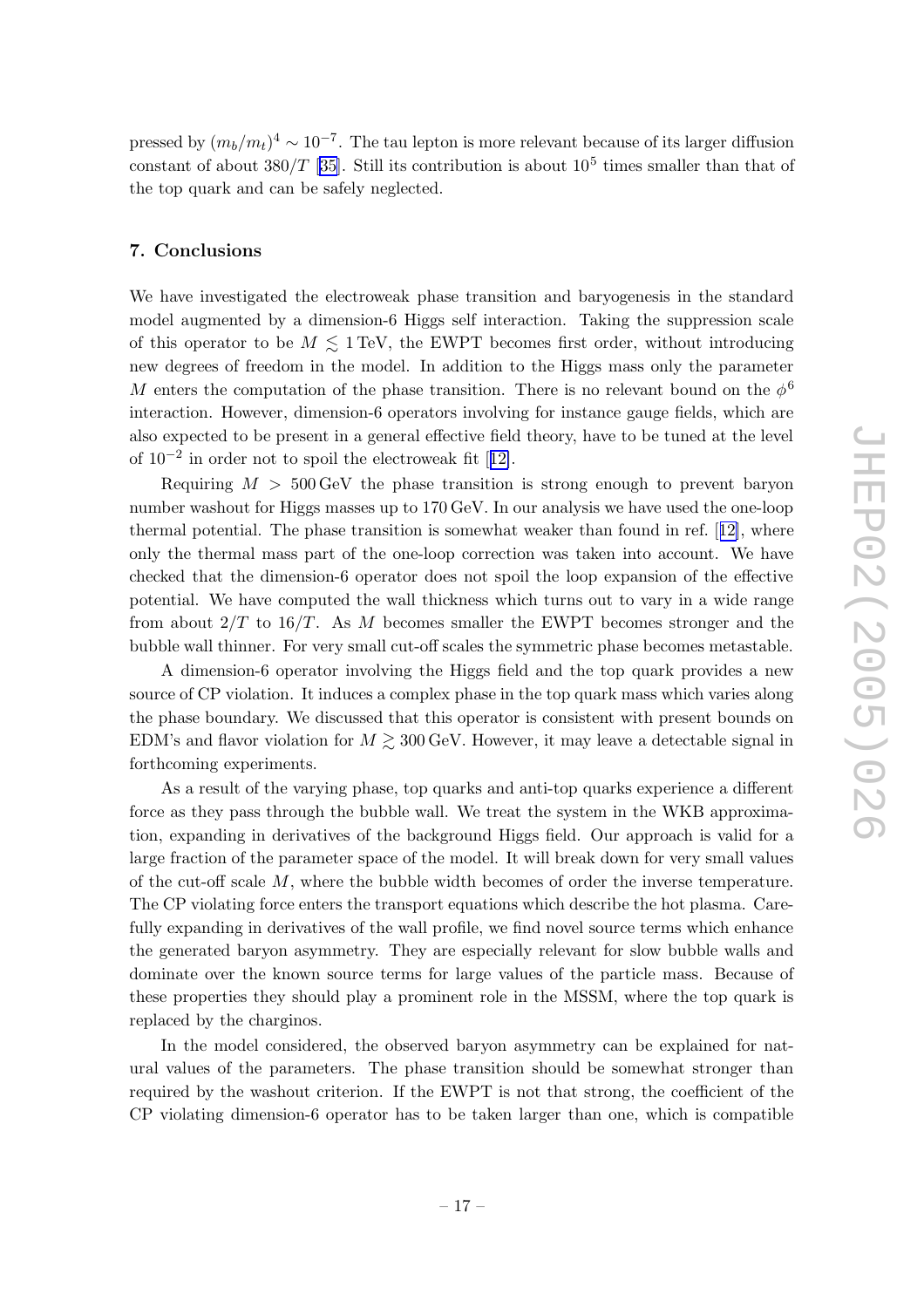pressed by $(m_b/m_t)^4 \sim 10^{-7}$. The tau lepton is more relevant because of its larger diffusion constant of about $380/T$ [35]. Still its contribution is about $10^5$ times smaller than that of the top quark and can be safely neglected.

## 7. Conclusions

We have investigated the electroweak phase transition and baryogenesis in the standard model augmented by a dimension-6 Higgs self interaction. Taking the suppression scale of this operator to be $M \lesssim 1\,\text{TeV}$, the EWPT becomes first order, without introducing new degrees of freedom in the model. In addition to the Higgs mass only the parameter $M$ enters the computation of the phase transition. There is no relevant bound on the $\phi^6$ interaction. However, dimension-6 operators involving for instance gauge fields, which are also expected to be present in a general effective field theory, have to be tuned at the level of $10^{-2}$ in order not to spoil the electroweak fit [12].

Requiring $M > 500\,\text{GeV}$ the phase transition is strong enough to prevent baryon number washout for Higgs masses up to 170 GeV. In our analysis we have used the one-loop thermal potential. The phase transition is somewhat weaker than found in ref. [12], where only the thermal mass part of the one-loop correction was taken into account. We have checked that the dimension-6 operator does not spoil the loop expansion of the effective potential. We have computed the wall thickness which turns out to vary in a wide range from about $2/T$ to $16/T$. As $M$ becomes smaller the EWPT becomes stronger and the bubble wall thinner. For very small cut-off scales the symmetric phase becomes metastable.

A dimension-6 operator involving the Higgs field and the top quark provides a new source of CP violation. It induces a complex phase in the top quark mass which varies along the phase boundary. We discussed that this operator is consistent with present bounds on EDM's and flavor violation for $M \gtrsim 300\,\text{GeV}$. However, it may leave a detectable signal in forthcoming experiments.

As a result of the varying phase, top quarks and anti-top quarks experience a different force as they pass through the bubble wall. We treat the system in the WKB approximation, expanding in derivatives of the background Higgs field. Our approach is valid for a large fraction of the parameter space of the model. It will break down for very small values of the cut-off scale $M$, where the bubble width becomes of order the inverse temperature. The CP violating force enters the transport equations which describe the hot plasma. Carefully expanding in derivatives of the wall profile, we find novel source terms which enhance the generated baryon asymmetry. They are especially relevant for slow bubble walls and dominate over the known source terms for large values of the particle mass. Because of these properties they should play a prominent role in the MSSM, where the top quark is replaced by the charginos.

In the model considered, the observed baryon asymmetry can be explained for natural values of the parameters. The phase transition should be somewhat stronger than required by the washout criterion. If the EWPT is not that strong, the coefficient of the CP violating dimension-6 operator has to be taken larger than one, which is compatible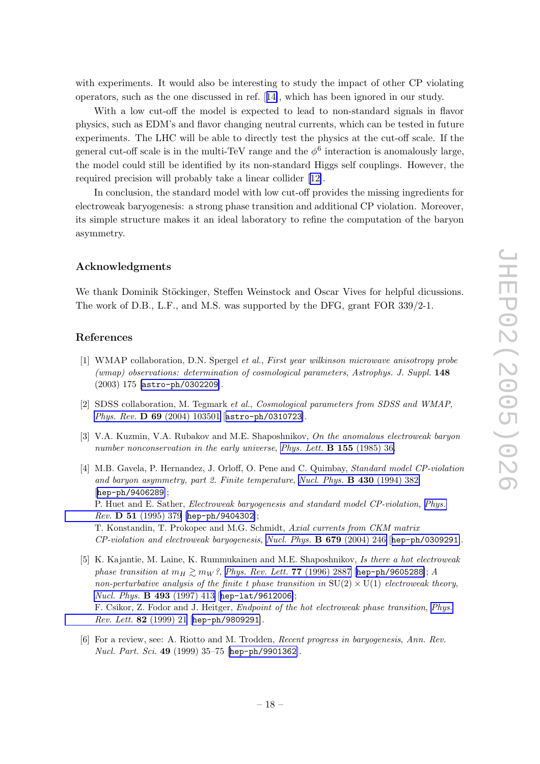with experiments. It would also be interesting to study the impact of other CP violating operators, such as the one discussed in ref. [14], which has been ignored in our study.

With a low cut-off the model is expected to lead to non-standard signals in flavor physics, such as EDM's and flavor changing neutral currents, which can be tested in future experiments. The LHC will be able to directly test the physics at the cut-off scale. If the general cut-off scale is in the multi-TeV range and the $\phi^6$ interaction is anomalously large, the model could still be identified by its non-standard Higgs self couplings. However, the required precision will probably take a linear collider [12].

In conclusion, the standard model with low cut-off provides the missing ingredients for electroweak baryogenesis: a strong phase transition and additional CP violation. Moreover, its simple structure makes it an ideal laboratory to refine the computation of the baryon asymmetry.

## Acknowledgments

We thank Dominik Stöckinger, Steffen Weinstock and Oscar Vives for helpful dicussions. The work of D.B., L.F., and M.S. was supported by the DFG, grant FOR 339/2-1.

## References

[1] WMAP collaboration, D.N. Spergel *et al.*, *First year wilkinson microwave anisotropy probe (wmap) observations: determination of cosmological parameters*, *Astrophys. J. Suppl.* **148** (2003) 175 [astro-ph/0302209].

[2] SDSS collaboration, M. Tegmark *et al.*, *Cosmological parameters from SDSS and WMAP*, *Phys. Rev.* **D 69** (2004) 103501 [astro-ph/0310723].

[3] V.A. Kuzmin, V.A. Rubakov and M.E. Shaposhnikov, *On the anomalous electroweak baryon number nonconservation in the early universe*, *Phys. Lett.* **B 155** (1985) 36.

[4] M.B. Gavela, P. Hernandez, J. Orloff, O. Pene and C. Quimbay, *Standard model CP-violation and baryon asymmetry, part 2. Finite temperature*, *Nucl. Phys.* **B 430** (1994) 382 [hep-ph/9406289];
P. Huet and E. Sather, *Electroweak baryogenesis and standard model CP-violation*, *Phys. Rev.* **D 51** (1995) 379 [hep-ph/9404302];
T. Konstandin, T. Prokopec and M.G. Schmidt, *Axial currents from CKM matrix CP-violation and electroweak baryogenesis*, *Nucl. Phys.* **B 679** (2004) 246 [hep-ph/0309291].

[5] K. Kajantie, M. Laine, K. Rummukainen and M.E. Shaposhnikov, *Is there a hot electroweak phase transition at $m_H \gtrsim m_W$?*, *Phys. Rev. Lett.* **77** (1996) 2887 [hep-ph/9605288]; *A non-perturbative analysis of the finite t phase transition in* $\mathrm{SU}(2) \times \mathrm{U}(1)$ *electroweak theory*, *Nucl. Phys.* **B 493** (1997) 413 [hep-lat/9612006];
F. Csikor, Z. Fodor and J. Heitger, *Endpoint of the hot electroweak phase transition*, *Phys. Rev. Lett.* **82** (1999) 21 [hep-ph/9809291].

[6] For a review, see: A. Riotto and M. Trodden, *Recent progress in baryogenesis*, *Ann. Rev. Nucl. Part. Sci.* **49** (1999) 35–75 [hep-ph/9901362].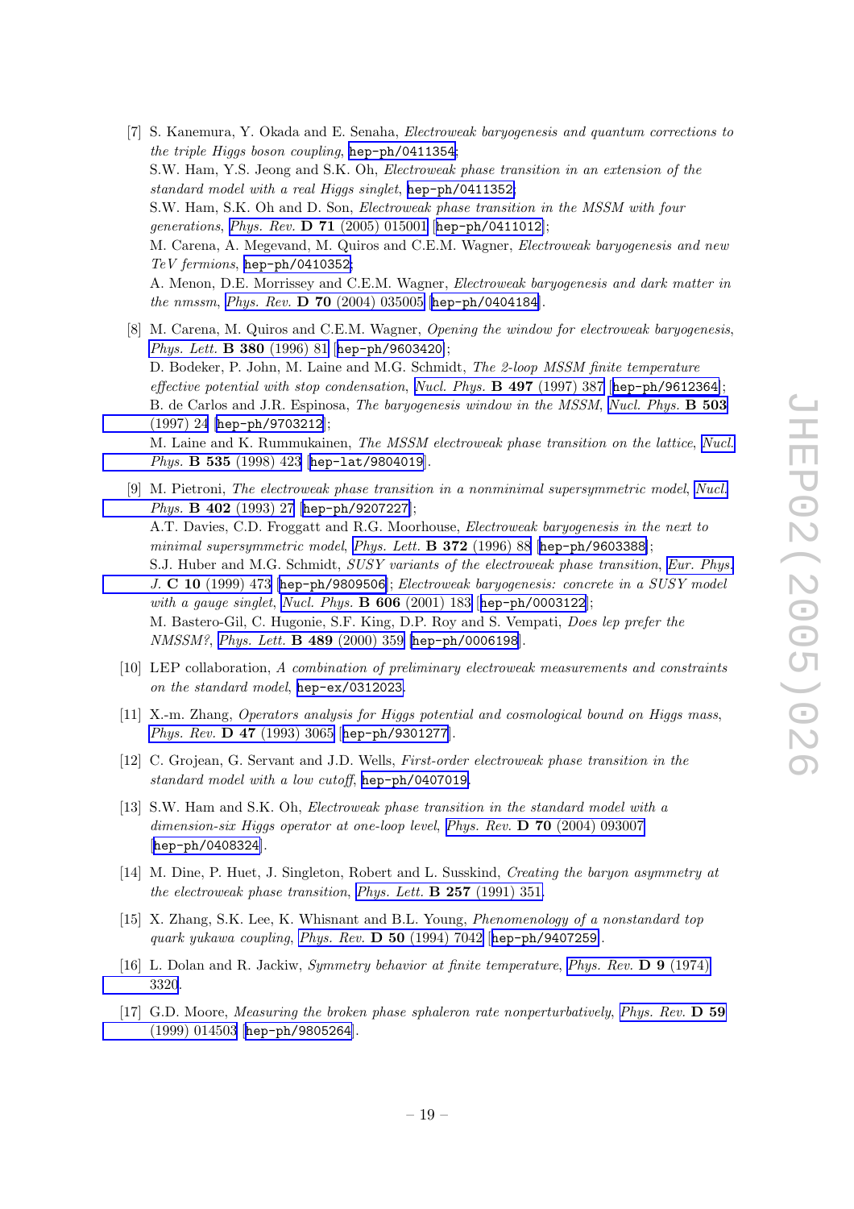[7] S. Kanemura, Y. Okada and E. Senaha, *Electroweak baryogenesis and quantum corrections to the triple Higgs boson coupling*, hep-ph/0411354;
S.W. Ham, Y.S. Jeong and S.K. Oh, *Electroweak phase transition in an extension of the standard model with a real Higgs singlet*, hep-ph/0411352;
S.W. Ham, S.K. Oh and D. Son, *Electroweak phase transition in the MSSM with four generations*, *Phys. Rev.* **D 71** (2005) 015001 [hep-ph/0411012];
M. Carena, A. Megevand, M. Quiros and C.E.M. Wagner, *Electroweak baryogenesis and new TeV fermions*, hep-ph/0410352;
A. Menon, D.E. Morrissey and C.E.M. Wagner, *Electroweak baryogenesis and dark matter in the nmssm*, *Phys. Rev.* **D 70** (2004) 035005 [hep-ph/0404184].

[8] M. Carena, M. Quiros and C.E.M. Wagner, *Opening the window for electroweak baryogenesis*, *Phys. Lett.* **B 380** (1996) 81 [hep-ph/9603420];
D. Bodeker, P. John, M. Laine and M.G. Schmidt, *The 2-loop MSSM finite temperature effective potential with stop condensation*, *Nucl. Phys.* **B 497** (1997) 387 [hep-ph/9612364];
B. de Carlos and J.R. Espinosa, *The baryogenesis window in the MSSM*, *Nucl. Phys.* **B 503** (1997) 24 [hep-ph/9703212];
M. Laine and K. Rummukainen, *The MSSM electroweak phase transition on the lattice*, *Nucl. Phys.* **B 535** (1998) 423 [hep-lat/9804019].

[9] M. Pietroni, *The electroweak phase transition in a nonminimal supersymmetric model*, *Nucl. Phys.* **B 402** (1993) 27 [hep-ph/9207227];
A.T. Davies, C.D. Froggatt and R.G. Moorhouse, *Electroweak baryogenesis in the next to minimal supersymmetric model*, *Phys. Lett.* **B 372** (1996) 88 [hep-ph/9603388];
S.J. Huber and M.G. Schmidt, *SUSY variants of the electroweak phase transition*, *Eur. Phys. J.* **C 10** (1999) 473 [hep-ph/9809506]; *Electroweak baryogenesis: concrete in a SUSY model with a gauge singlet*, *Nucl. Phys.* **B 606** (2001) 183 [hep-ph/0003122];
M. Bastero-Gil, C. Hugonie, S.F. King, D.P. Roy and S. Vempati, *Does lep prefer the NMSSM?*, *Phys. Lett.* **B 489** (2000) 359 [hep-ph/0006198].

[10] LEP collaboration, *A combination of preliminary electroweak measurements and constraints on the standard model*, hep-ex/0312023.

[11] X.-m. Zhang, *Operators analysis for Higgs potential and cosmological bound on Higgs mass*, *Phys. Rev.* **D 47** (1993) 3065 [hep-ph/9301277].

[12] C. Grojean, G. Servant and J.D. Wells, *First-order electroweak phase transition in the standard model with a low cutoff*, hep-ph/0407019.

[13] S.W. Ham and S.K. Oh, *Electroweak phase transition in the standard model with a dimension-six Higgs operator at one-loop level*, *Phys. Rev.* **D 70** (2004) 093007 [hep-ph/0408324].

[14] M. Dine, P. Huet, J. Singleton, Robert and L. Susskind, *Creating the baryon asymmetry at the electroweak phase transition*, *Phys. Lett.* **B 257** (1991) 351.

[15] X. Zhang, S.K. Lee, K. Whisnant and B.L. Young, *Phenomenology of a nonstandard top quark yukawa coupling*, *Phys. Rev.* **D 50** (1994) 7042 [hep-ph/9407259].

[16] L. Dolan and R. Jackiw, *Symmetry behavior at finite temperature*, *Phys. Rev.* **D 9** (1974) 3320.

[17] G.D. Moore, *Measuring the broken phase sphaleron rate nonperturbatively*, *Phys. Rev.* **D 59** (1999) 014503 [hep-ph/9805264].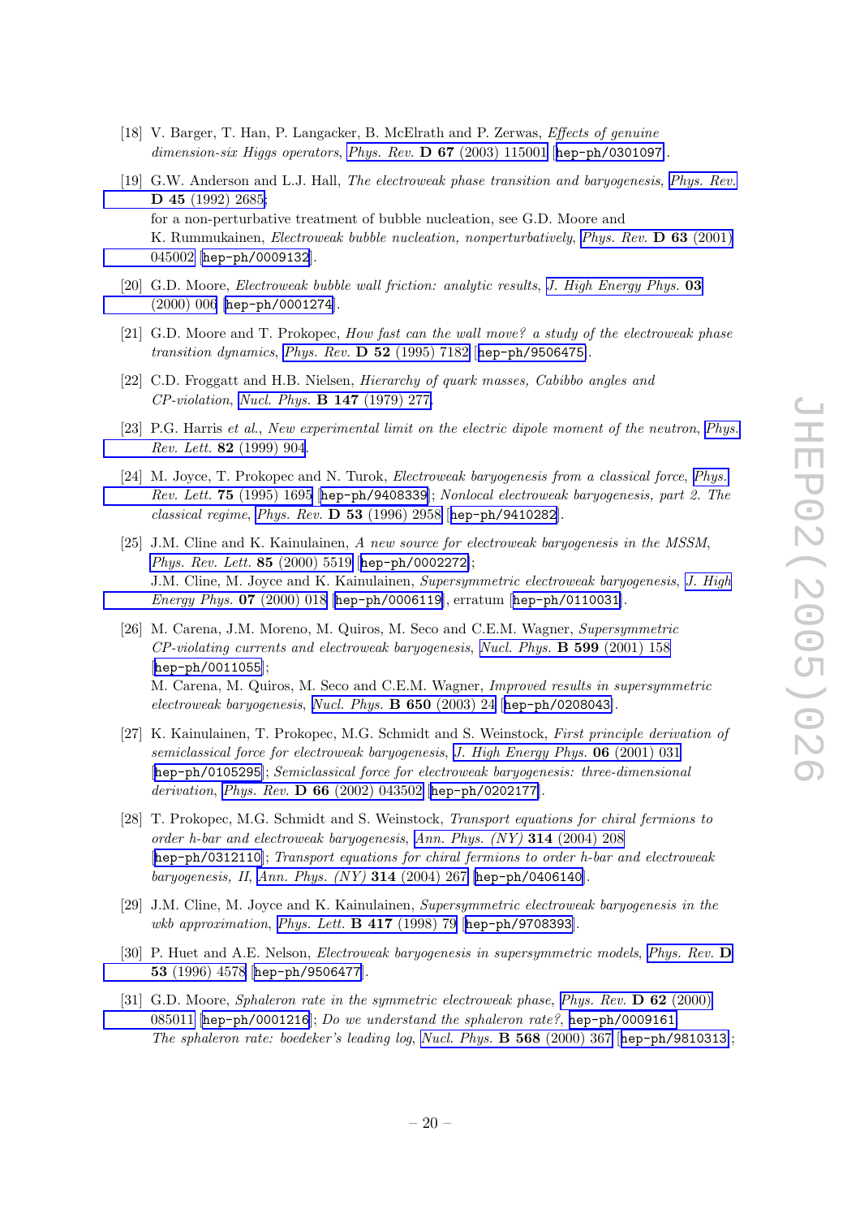[18] V. Barger, T. Han, P. Langacker, B. McElrath and P. Zerwas, *Effects of genuine dimension-six Higgs operators*, *Phys. Rev.* **D 67** (2003) 115001 [hep-ph/0301097].

[19] G.W. Anderson and L.J. Hall, *The electroweak phase transition and baryogenesis*, *Phys. Rev.* **D 45** (1992) 2685;
for a non-perturbative treatment of bubble nucleation, see G.D. Moore and K. Rummukainen, *Electroweak bubble nucleation, nonperturbatively*, *Phys. Rev.* **D 63** (2001) 045002 [hep-ph/0009132].

[20] G.D. Moore, *Electroweak bubble wall friction: analytic results*, *J. High Energy Phys.* **03** (2000) 006 [hep-ph/0001274].

[21] G.D. Moore and T. Prokopec, *How fast can the wall move? a study of the electroweak phase transition dynamics*, *Phys. Rev.* **D 52** (1995) 7182 [hep-ph/9506475].

[22] C.D. Froggatt and H.B. Nielsen, *Hierarchy of quark masses, Cabibbo angles and CP-violation*, *Nucl. Phys.* **B 147** (1979) 277.

[23] P.G. Harris *et al.*, *New experimental limit on the electric dipole moment of the neutron*, *Phys. Rev. Lett.* **82** (1999) 904.

[24] M. Joyce, T. Prokopec and N. Turok, *Electroweak baryogenesis from a classical force*, *Phys. Rev. Lett.* **75** (1995) 1695 [hep-ph/9408339]; *Nonlocal electroweak baryogenesis, part 2. The classical regime*, *Phys. Rev.* **D 53** (1996) 2958 [hep-ph/9410282].

[25] J.M. Cline and K. Kainulainen, *A new source for electroweak baryogenesis in the MSSM*, *Phys. Rev. Lett.* **85** (2000) 5519 [hep-ph/0002272];
J.M. Cline, M. Joyce and K. Kainulainen, *Supersymmetric electroweak baryogenesis*, *J. High Energy Phys.* **07** (2000) 018 [hep-ph/0006119], erratum [hep-ph/0110031].

[26] M. Carena, J.M. Moreno, M. Quiros, M. Seco and C.E.M. Wagner, *Supersymmetric CP-violating currents and electroweak baryogenesis*, *Nucl. Phys.* **B 599** (2001) 158 [hep-ph/0011055];
M. Carena, M. Quiros, M. Seco and C.E.M. Wagner, *Improved results in supersymmetric electroweak baryogenesis*, *Nucl. Phys.* **B 650** (2003) 24 [hep-ph/0208043].

[27] K. Kainulainen, T. Prokopec, M.G. Schmidt and S. Weinstock, *First principle derivation of semiclassical force for electroweak baryogenesis*, *J. High Energy Phys.* **06** (2001) 031 [hep-ph/0105295]; *Semiclassical force for electroweak baryogenesis: three-dimensional derivation*, *Phys. Rev.* **D 66** (2002) 043502 [hep-ph/0202177].

[28] T. Prokopec, M.G. Schmidt and S. Weinstock, *Transport equations for chiral fermions to order h-bar and electroweak baryogenesis*, *Ann. Phys. (NY)* **314** (2004) 208 [hep-ph/0312110]; *Transport equations for chiral fermions to order h-bar and electroweak baryogenesis, II*, *Ann. Phys. (NY)* **314** (2004) 267 [hep-ph/0406140].

[29] J.M. Cline, M. Joyce and K. Kainulainen, *Supersymmetric electroweak baryogenesis in the wkb approximation*, *Phys. Lett.* **B 417** (1998) 79 [hep-ph/9708393].

[30] P. Huet and A.E. Nelson, *Electroweak baryogenesis in supersymmetric models*, *Phys. Rev.* **D 53** (1996) 4578 [hep-ph/9506477].

[31] G.D. Moore, *Sphaleron rate in the symmetric electroweak phase*, *Phys. Rev.* **D 62** (2000) 085011 [hep-ph/0001216]; *Do we understand the sphaleron rate?*, hep-ph/0009161
*The sphaleron rate: boedeker's leading log*, *Nucl. Phys.* **B 568** (2000) 367 [hep-ph/9810313];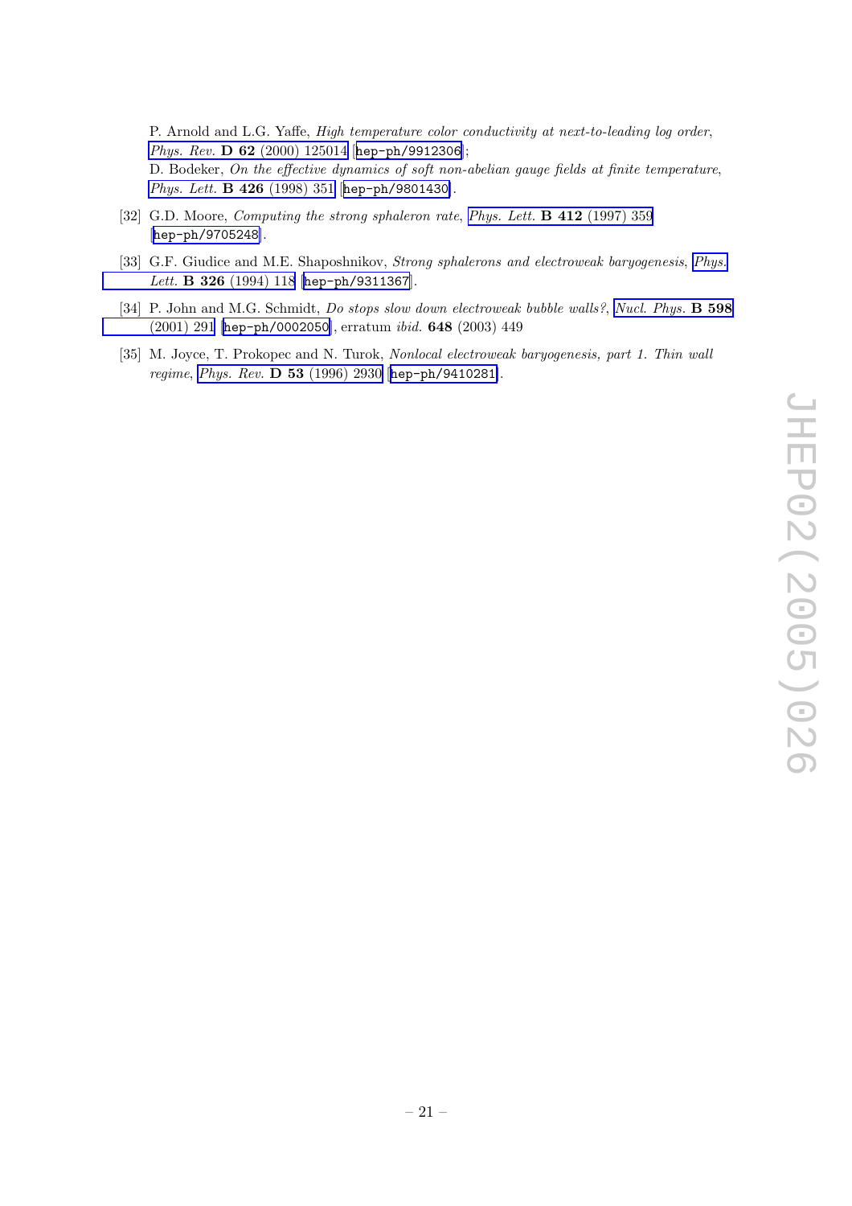P. Arnold and L.G. Yaffe, *High temperature color conductivity at next-to-leading log order*, *Phys. Rev.* **D 62** (2000) 125014 [hep-ph/9912306];
D. Bodeker, *On the effective dynamics of soft non-abelian gauge fields at finite temperature*, *Phys. Lett.* **B 426** (1998) 351 [hep-ph/9801430].

[32] G.D. Moore, *Computing the strong sphaleron rate*, *Phys. Lett.* **B 412** (1997) 359 [hep-ph/9705248].

[33] G.F. Giudice and M.E. Shaposhnikov, *Strong sphalerons and electroweak baryogenesis*, *Phys. Lett.* **B 326** (1994) 118 [hep-ph/9311367].

[34] P. John and M.G. Schmidt, *Do stops slow down electroweak bubble walls?*, *Nucl. Phys.* **B 598** (2001) 291 [hep-ph/0002050], erratum *ibid.* **648** (2003) 449

[35] M. Joyce, T. Prokopec and N. Turok, *Nonlocal electroweak baryogenesis, part 1. Thin wall regime*, *Phys. Rev.* **D 53** (1996) 2930 [hep-ph/9410281].